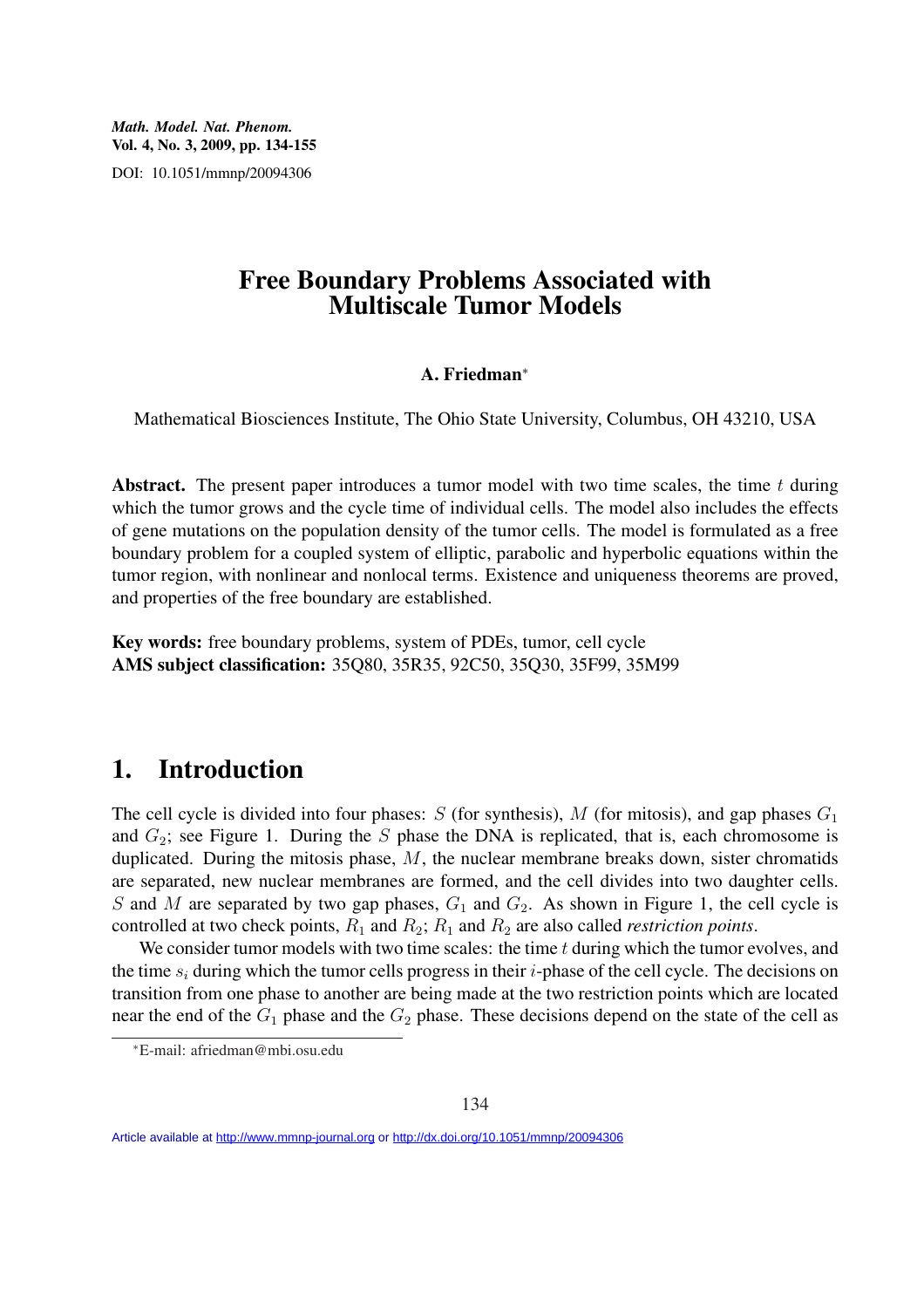# Free Boundary Problems Associated with Multiscale Tumor Models

**A. Friedman**[*]

Mathematical Biosciences Institute, The Ohio State University, Columbus, OH 43210, USA

**Abstract.** The present paper introduces a tumor model with two time scales, the time $t$ during which the tumor grows and the cycle time of individual cells. The model also includes the effects of gene mutations on the population density of the tumor cells. The model is formulated as a free boundary problem for a coupled system of elliptic, parabolic and hyperbolic equations within the tumor region, with nonlinear and nonlocal terms. Existence and uniqueness theorems are proved, and properties of the free boundary are established.

**Key words:** free boundary problems, system of PDEs, tumor, cell cycle
**AMS subject classification:** 35Q80, 35R35, 92C50, 35Q30, 35F99, 35M99

## 1. Introduction

The cell cycle is divided into four phases: $S$ (for synthesis), $M$ (for mitosis), and gap phases $G_1$ and $G_2$; see Figure 1. During the $S$ phase the DNA is replicated, that is, each chromosome is duplicated. During the mitosis phase, $M$, the nuclear membrane breaks down, sister chromatids are separated, new nuclear membranes are formed, and the cell divides into two daughter cells. $S$ and $M$ are separated by two gap phases, $G_1$ and $G_2$. As shown in Figure 1, the cell cycle is controlled at two check points, $R_1$ and $R_2$; $R_1$ and $R_2$ are also called *restriction points*.

We consider tumor models with two time scales: the time $t$ during which the tumor evolves, and the time $s_i$ during which the tumor cells progress in their $i$-phase of the cell cycle. The decisions on transition from one phase to another are being made at the two restriction points which are located near the end of the $G_1$ phase and the $G_2$ phase. These decisions depend on the state of the cell as

[*] E-mail: afriedman@mbi.osu.edu

Article available at http://www.mmnp-journal.org or http://dx.doi.org/10.1051/mmnp/20094306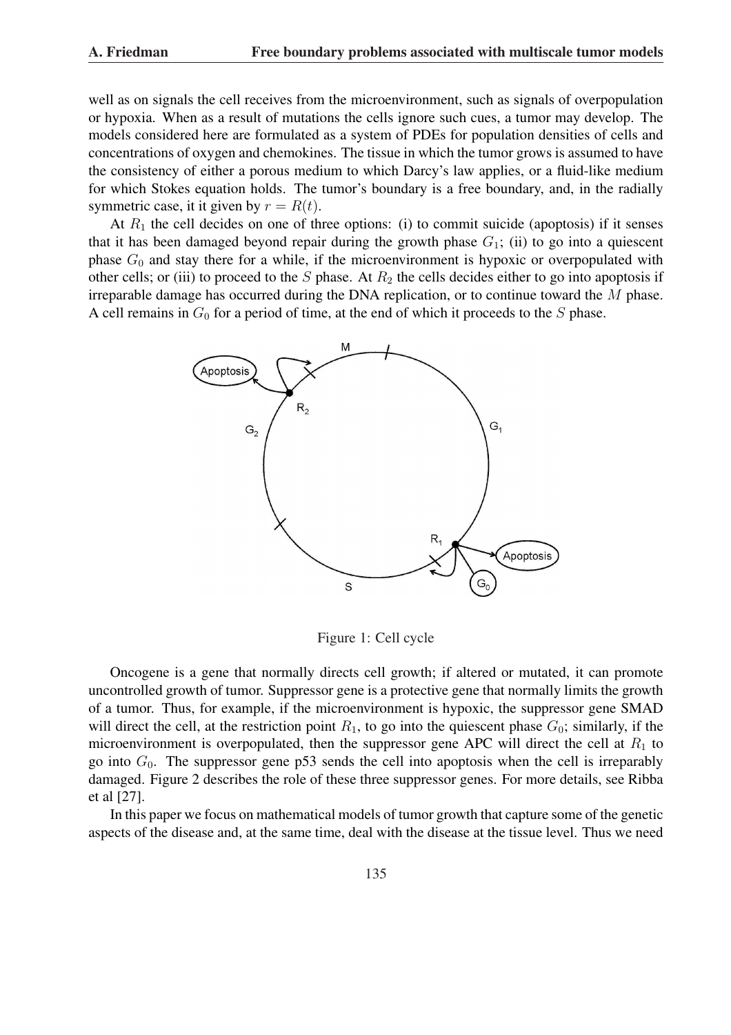well as on signals the cell receives from the microenvironment, such as signals of overpopulation or hypoxia. When as a result of mutations the cells ignore such cues, a tumor may develop. The models considered here are formulated as a system of PDEs for population densities of cells and concentrations of oxygen and chemokines. The tissue in which the tumor grows is assumed to have the consistency of either a porous medium to which Darcy's law applies, or a fluid-like medium for which Stokes equation holds. The tumor's boundary is a free boundary, and, in the radially symmetric case, it it given by $r = R(t)$.

At $R_1$ the cell decides on one of three options: (i) to commit suicide (apoptosis) if it senses that it has been damaged beyond repair during the growth phase $G_1$; (ii) to go into a quiescent phase $G_0$ and stay there for a while, if the microenvironment is hypoxic or overpopulated with other cells; or (iii) to proceed to the $S$ phase. At $R_2$ the cells decides either to go into apoptosis if irreparable damage has occurred during the DNA replication, or to continue toward the $M$ phase. A cell remains in $G_0$ for a period of time, at the end of which it proceeds to the $S$ phase.

Figure 1: Cell cycle

Oncogene is a gene that normally directs cell growth; if altered or mutated, it can promote uncontrolled growth of tumor. Suppressor gene is a protective gene that normally limits the growth of a tumor. Thus, for example, if the microenvironment is hypoxic, the suppressor gene SMAD will direct the cell, at the restriction point $R_1$, to go into the quiescent phase $G_0$; similarly, if the microenvironment is overpopulated, then the suppressor gene APC will direct the cell at $R_1$ to go into $G_0$. The suppressor gene p53 sends the cell into apoptosis when the cell is irreparably damaged. Figure 2 describes the role of these three suppressor genes. For more details, see Ribba et al [27].

In this paper we focus on mathematical models of tumor growth that capture some of the genetic aspects of the disease and, at the same time, deal with the disease at the tissue level. Thus we need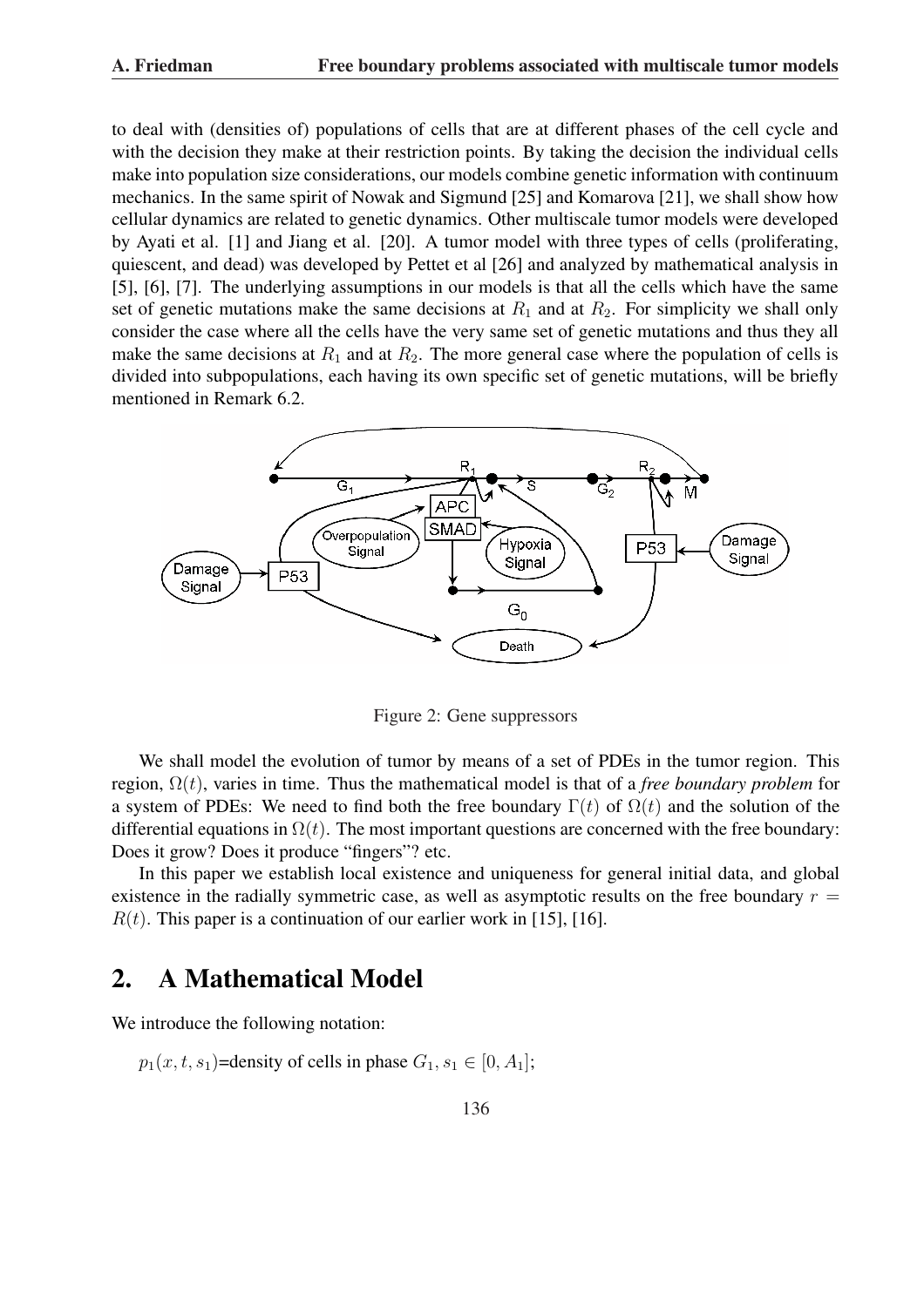to deal with (densities of) populations of cells that are at different phases of the cell cycle and with the decision they make at their restriction points. By taking the decision the individual cells make into population size considerations, our models combine genetic information with continuum mechanics. In the same spirit of Nowak and Sigmund [25] and Komarova [21], we shall show how cellular dynamics are related to genetic dynamics. Other multiscale tumor models were developed by Ayati et al. [1] and Jiang et al. [20]. A tumor model with three types of cells (proliferating, quiescent, and dead) was developed by Pettet et al [26] and analyzed by mathematical analysis in [5], [6], [7]. The underlying assumptions in our models is that all the cells which have the same set of genetic mutations make the same decisions at $R_1$ and at $R_2$. For simplicity we shall only consider the case where all the cells have the very same set of genetic mutations and thus they all make the same decisions at $R_1$ and at $R_2$. The more general case where the population of cells is divided into subpopulations, each having its own specific set of genetic mutations, will be briefly mentioned in Remark 6.2.

Figure 2: Gene suppressors

We shall model the evolution of tumor by means of a set of PDEs in the tumor region. This region, $\Omega(t)$, varies in time. Thus the mathematical model is that of a *free boundary problem* for a system of PDEs: We need to find both the free boundary $\Gamma(t)$ of $\Omega(t)$ and the solution of the differential equations in $\Omega(t)$. The most important questions are concerned with the free boundary: Does it grow? Does it produce "fingers"? etc.

In this paper we establish local existence and uniqueness for general initial data, and global existence in the radially symmetric case, as well as asymptotic results on the free boundary $r = R(t)$. This paper is a continuation of our earlier work in [15], [16].

## 2. A Mathematical Model

We introduce the following notation:

$p_1(x, t, s_1)$=density of cells in phase $G_1$, $s_1 \in [0, A_1]$;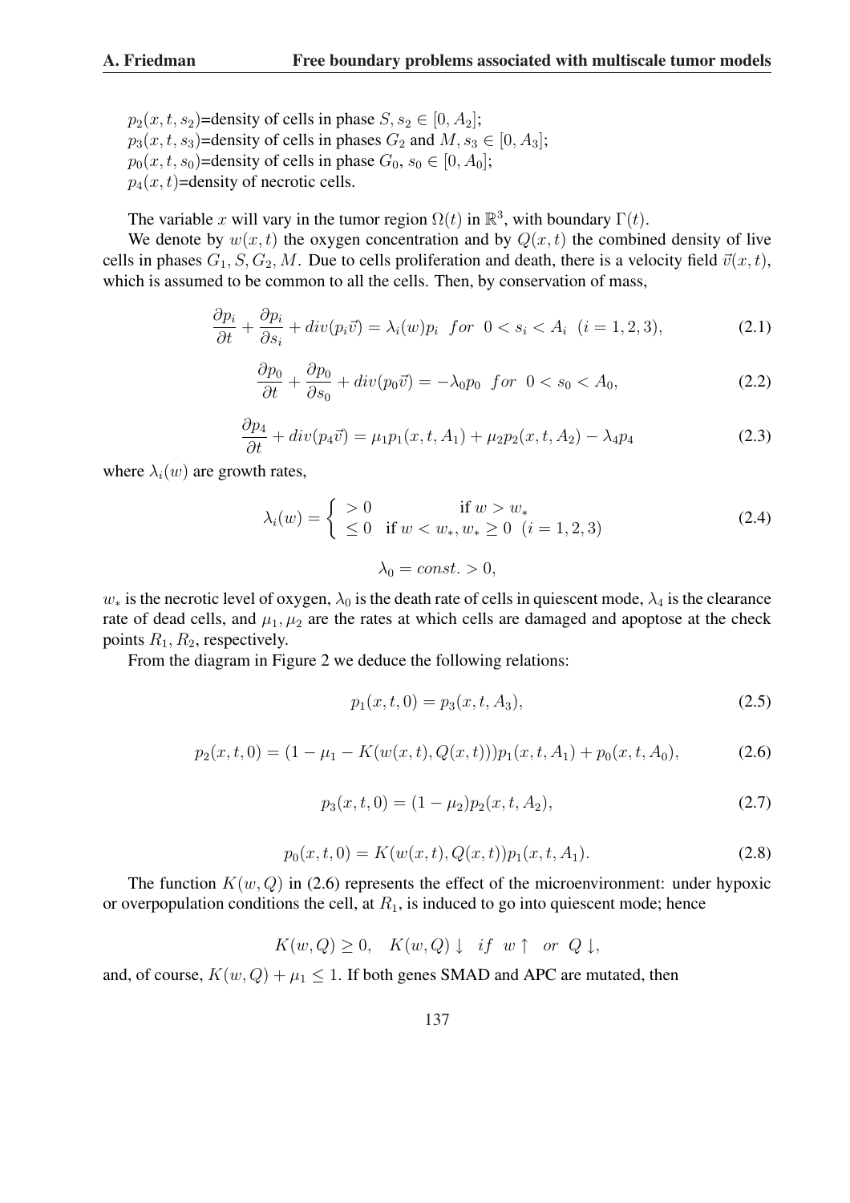$p_2(x, t, s_2)$=density of cells in phase $S$, $s_2 \in [0, A_2]$;
$p_3(x, t, s_3)$=density of cells in phases $G_2$ and $M$, $s_3 \in [0, A_3]$;
$p_0(x, t, s_0)$=density of cells in phase $G_0$, $s_0 \in [0, A_0]$;
$p_4(x, t)$=density of necrotic cells.

The variable $x$ will vary in the tumor region $\Omega(t)$ in $\mathbb{R}^3$, with boundary $\Gamma(t)$.

We denote by $w(x, t)$ the oxygen concentration and by $Q(x, t)$ the combined density of live cells in phases $G_1, S, G_2, M$. Due to cells proliferation and death, there is a velocity field $\vec{v}(x, t)$, which is assumed to be common to all the cells. Then, by conservation of mass,

$$\frac{\partial p_i}{\partial t} + \frac{\partial p_i}{\partial s_i} + div(p_i \vec{v}) = \lambda_i(w) p_i \ \ for \ \ 0 < s_i < A_i \ \ (i = 1, 2, 3), \tag{2.1}$$

$$\frac{\partial p_0}{\partial t} + \frac{\partial p_0}{\partial s_0} + div(p_0 \vec{v}) = -\lambda_0 p_0 \ \ for \ \ 0 < s_0 < A_0, \tag{2.2}$$

$$\frac{\partial p_4}{\partial t} + div(p_4 \vec{v}) = \mu_1 p_1(x, t, A_1) + \mu_2 p_2(x, t, A_2) - \lambda_4 p_4 \tag{2.3}$$

where $\lambda_i(w)$ are growth rates,

$$\lambda_i(w) = \begin{cases} > 0 & \text{if } w > w_* \\ \leq 0 & \text{if } w < w_*, w_* \geq 0 \ \ (i = 1, 2, 3) \end{cases} \tag{2.4}$$

$$\lambda_0 = const. > 0,$$

$w_*$ is the necrotic level of oxygen, $\lambda_0$ is the death rate of cells in quiescent mode, $\lambda_4$ is the clearance rate of dead cells, and $\mu_1, \mu_2$ are the rates at which cells are damaged and apoptose at the check points $R_1, R_2$, respectively.

From the diagram in Figure 2 we deduce the following relations:

$$p_1(x, t, 0) = p_3(x, t, A_3), \tag{2.5}$$

$$p_2(x, t, 0) = (1 - \mu_1 - K(w(x, t), Q(x, t))) p_1(x, t, A_1) + p_0(x, t, A_0), \tag{2.6}$$

$$p_3(x, t, 0) = (1 - \mu_2) p_2(x, t, A_2), \tag{2.7}$$

$$p_0(x, t, 0) = K(w(x, t), Q(x, t)) p_1(x, t, A_1). \tag{2.8}$$

The function $K(w, Q)$ in (2.6) represents the effect of the microenvironment: under hypoxic or overpopulation conditions the cell, at $R_1$, is induced to go into quiescent mode; hence

$$K(w, Q) \geq 0, \quad K(w, Q) \downarrow \ \ if \ \ w \uparrow \ \ or \ \ Q \downarrow,$$

and, of course, $K(w, Q) + \mu_1 \leq 1$. If both genes SMAD and APC are mutated, then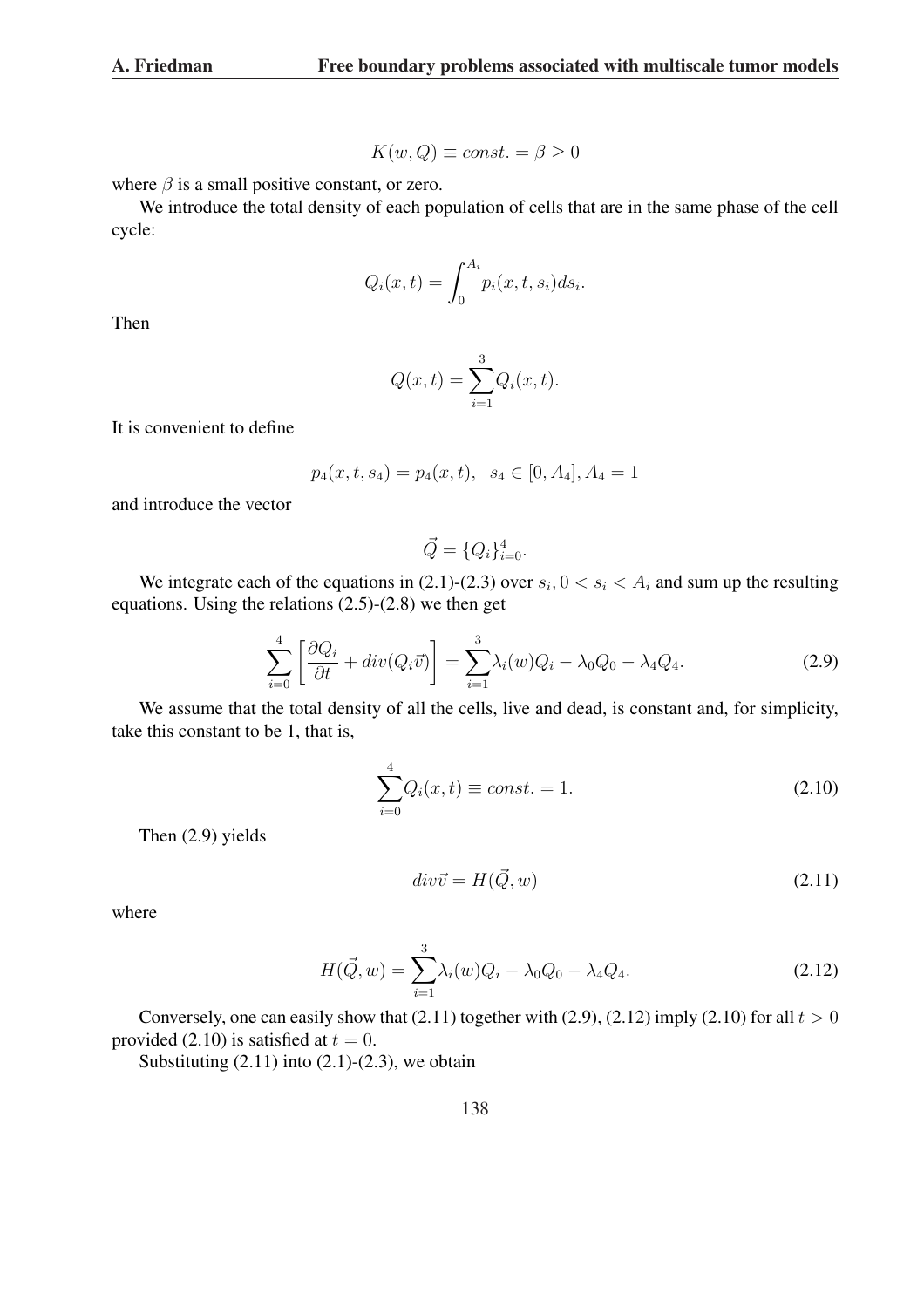$$K(w, Q) \equiv const. = \beta \geq 0$$

where $\beta$ is a small positive constant, or zero.

We introduce the total density of each population of cells that are in the same phase of the cell cycle:

$$Q_i(x,t) = \int_0^{A_i} p_i(x,t,s_i) ds_i.$$

Then

$$Q(x,t) = \sum_{i=1}^{3} Q_i(x,t).$$

It is convenient to define

$$p_4(x,t,s_4) = p_4(x,t), \quad s_4 \in [0, A_4], A_4 = 1$$

and introduce the vector

$$\vec{Q} = \{Q_i\}_{i=0}^{4}.$$

We integrate each of the equations in (2.1)-(2.3) over $s_i$, $0 < s_i < A_i$ and sum up the resulting equations. Using the relations (2.5)-(2.8) we then get

$$\sum_{i=0}^{4} \left[ \frac{\partial Q_i}{\partial t} + div(Q_i \vec{v}) \right] = \sum_{i=1}^{3} \lambda_i(w) Q_i - \lambda_0 Q_0 - \lambda_4 Q_4. \tag{2.9}$$

We assume that the total density of all the cells, live and dead, is constant and, for simplicity, take this constant to be 1, that is,

$$\sum_{i=0}^{4} Q_i(x,t) \equiv const. = 1. \tag{2.10}$$

Then (2.9) yields

$$div \vec{v} = H(\vec{Q}, w) \tag{2.11}$$

where

$$H(\vec{Q}, w) = \sum_{i=1}^{3} \lambda_i(w) Q_i - \lambda_0 Q_0 - \lambda_4 Q_4. \tag{2.12}$$

Conversely, one can easily show that (2.11) together with (2.9), (2.12) imply (2.10) for all $t > 0$ provided (2.10) is satisfied at $t = 0$.

Substituting (2.11) into (2.1)-(2.3), we obtain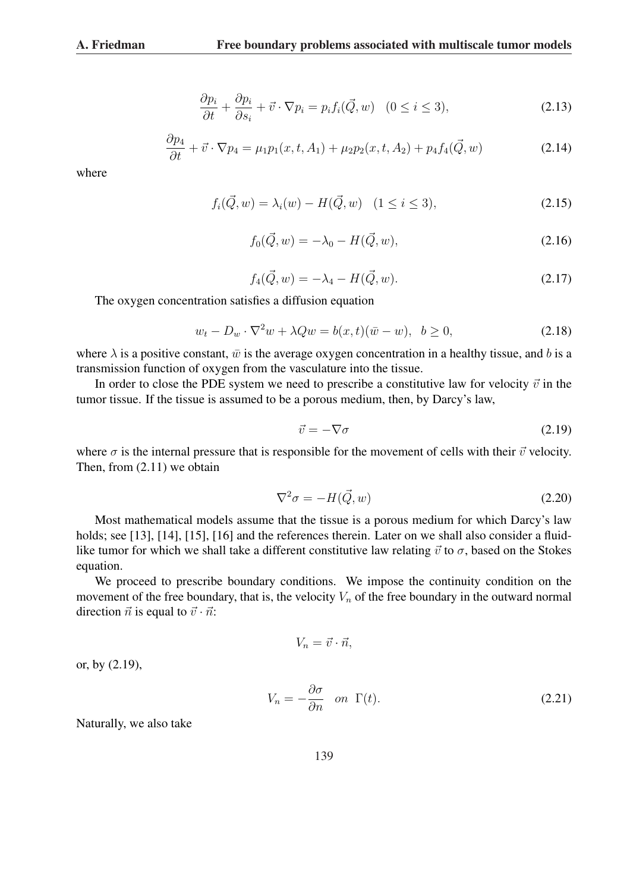$$\frac{\partial p_i}{\partial t} + \frac{\partial p_i}{\partial s_i} + \vec{v} \cdot \nabla p_i = p_i f_i(\vec{Q}, w) \quad (0 \le i \le 3), \tag{2.13}$$

$$\frac{\partial p_4}{\partial t} + \vec{v} \cdot \nabla p_4 = \mu_1 p_1(x, t, A_1) + \mu_2 p_2(x, t, A_2) + p_4 f_4(\vec{Q}, w) \tag{2.14}$$

where

$$f_i(\vec{Q}, w) = \lambda_i(w) - H(\vec{Q}, w) \quad (1 \le i \le 3), \tag{2.15}$$

$$f_0(\vec{Q}, w) = -\lambda_0 - H(\vec{Q}, w), \tag{2.16}$$

$$f_4(\vec{Q}, w) = -\lambda_4 - H(\vec{Q}, w). \tag{2.17}$$

The oxygen concentration satisfies a diffusion equation

$$w_t - D_w \cdot \nabla^2 w + \lambda Q w = b(x, t)(\bar{w} - w), \quad b \ge 0, \tag{2.18}$$

where $\lambda$ is a positive constant, $\bar{w}$ is the average oxygen concentration in a healthy tissue, and $b$ is a transmission function of oxygen from the vasculature into the tissue.

In order to close the PDE system we need to prescribe a constitutive law for velocity $\vec{v}$ in the tumor tissue. If the tissue is assumed to be a porous medium, then, by Darcy's law,

$$\vec{v} = -\nabla \sigma \tag{2.19}$$

where $\sigma$ is the internal pressure that is responsible for the movement of cells with their $\vec{v}$ velocity. Then, from (2.11) we obtain

$$\nabla^2 \sigma = -H(\vec{Q}, w) \tag{2.20}$$

Most mathematical models assume that the tissue is a porous medium for which Darcy's law holds; see [13], [14], [15], [16] and the references therein. Later on we shall also consider a fluid-like tumor for which we shall take a different constitutive law relating $\vec{v}$ to $\sigma$, based on the Stokes equation.

We proceed to prescribe boundary conditions. We impose the continuity condition on the movement of the free boundary, that is, the velocity $V_n$ of the free boundary in the outward normal direction $\vec{n}$ is equal to $\vec{v} \cdot \vec{n}$:

$$V_n = \vec{v} \cdot \vec{n},$$

or, by (2.19),

$$V_n = -\frac{\partial \sigma}{\partial n} \quad on \ \ \Gamma(t). \tag{2.21}$$

Naturally, we also take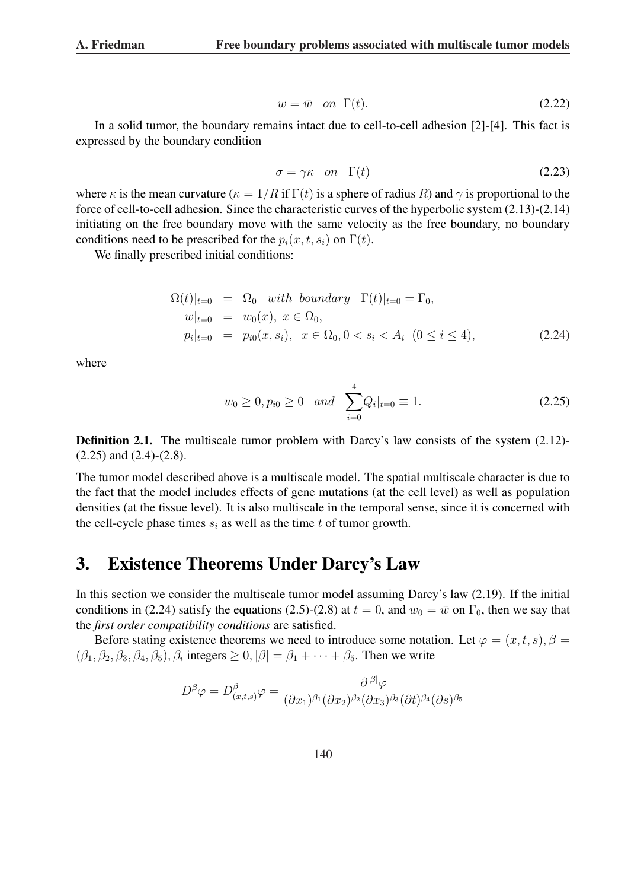$$w = \bar{w} \quad on \;\; \Gamma(t). \tag{2.22}$$

In a solid tumor, the boundary remains intact due to cell-to-cell adhesion [2]-[4]. This fact is expressed by the boundary condition

$$\sigma = \gamma\kappa \quad on \quad \Gamma(t) \tag{2.23}$$

where $\kappa$ is the mean curvature ($\kappa = 1/R$ if $\Gamma(t)$ is a sphere of radius $R$) and $\gamma$ is proportional to the force of cell-to-cell adhesion. Since the characteristic curves of the hyperbolic system (2.13)-(2.14) initiating on the free boundary move with the same velocity as the free boundary, no boundary conditions need to be prescribed for the $p_i(x, t, s_i)$ on $\Gamma(t)$.

We finally prescribed initial conditions:

$$\begin{aligned}
\Omega(t)|_{t=0} &= \Omega_0 \quad with \;\; boundary \quad \Gamma(t)|_{t=0} = \Gamma_0, \\
w|_{t=0} &= w_0(x), \; x \in \Omega_0, \\
p_i|_{t=0} &= p_{i0}(x, s_i), \;\; x \in \Omega_0, 0 < s_i < A_i \;\; (0 \leq i \leq 4),
\end{aligned} \tag{2.24}$$

where

$$w_0 \geq 0, p_{i0} \geq 0 \quad and \quad \sum_{i=0}^{4} Q_i|_{t=0} \equiv 1. \tag{2.25}$$

**Definition 2.1.** The multiscale tumor problem with Darcy's law consists of the system (2.12)-(2.25) and (2.4)-(2.8).

The tumor model described above is a multiscale model. The spatial multiscale character is due to the fact that the model includes effects of gene mutations (at the cell level) as well as population densities (at the tissue level). It is also multiscale in the temporal sense, since it is concerned with the cell-cycle phase times $s_i$ as well as the time $t$ of tumor growth.

## 3. Existence Theorems Under Darcy's Law

In this section we consider the multiscale tumor model assuming Darcy's law (2.19). If the initial conditions in (2.24) satisfy the equations (2.5)-(2.8) at $t = 0$, and $w_0 = \bar{w}$ on $\Gamma_0$, then we say that the *first order compatibility conditions* are satisfied.

Before stating existence theorems we need to introduce some notation. Let $\varphi = (x, t, s), \beta = (\beta_1, \beta_2, \beta_3, \beta_4, \beta_5), \beta_i$ integers $\geq 0, |\beta| = \beta_1 + \cdots + \beta_5$. Then we write

$$D^\beta \varphi = D^\beta_{(x,t,s)} \varphi = \frac{\partial^{|\beta|} \varphi}{(\partial x_1)^{\beta_1} (\partial x_2)^{\beta_2} (\partial x_3)^{\beta_3} (\partial t)^{\beta_4} (\partial s)^{\beta_5}}$$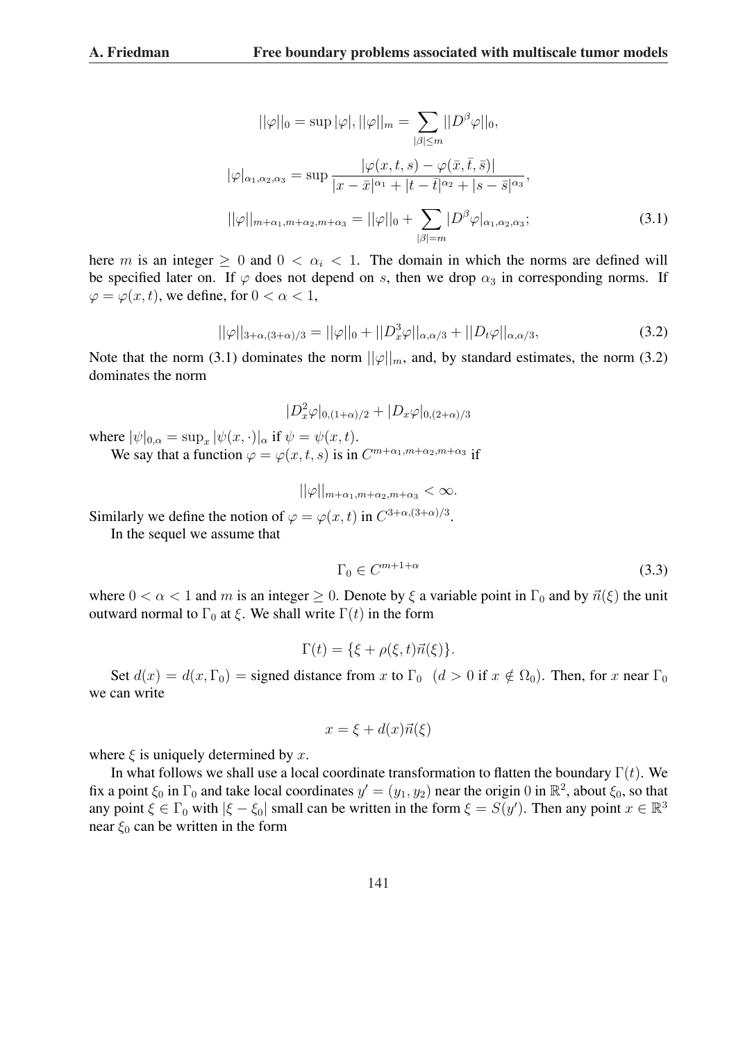$$||\varphi||_0 = \sup |\varphi|, ||\varphi||_m = \sum_{|\beta| \le m} ||D^\beta \varphi||_0,$$

$$|\varphi|_{\alpha_1,\alpha_2,\alpha_3} = \sup \frac{|\varphi(x,t,s) - \varphi(\bar{x},\bar{t},\bar{s})|}{|x-\bar{x}|^{\alpha_1} + |t-\bar{t}|^{\alpha_2} + |s-\bar{s}|^{\alpha_3}},$$

$$||\varphi||_{m+\alpha_1,m+\alpha_2,m+\alpha_3} = ||\varphi||_0 + \sum_{|\beta|=m} |D^\beta \varphi|_{\alpha_1,\alpha_2,\alpha_3}; \tag{3.1}$$

here $m$ is an integer $\ge 0$ and $0 < \alpha_i < 1$. The domain in which the norms are defined will be specified later on. If $\varphi$ does not depend on $s$, then we drop $\alpha_3$ in corresponding norms. If $\varphi = \varphi(x,t)$, we define, for $0 < \alpha < 1$,

$$||\varphi||_{3+\alpha,(3+\alpha)/3} = ||\varphi||_0 + ||D_x^3 \varphi||_{\alpha,\alpha/3} + ||D_t \varphi||_{\alpha,\alpha/3}, \tag{3.2}$$

Note that the norm (3.1) dominates the norm $||\varphi||_m$, and, by standard estimates, the norm (3.2) dominates the norm

$$|D_x^2 \varphi|_{0,(1+\alpha)/2} + |D_x \varphi|_{0,(2+\alpha)/3}$$

where $|\psi|_{0,\alpha} = \sup_x |\psi(x,\cdot)|_\alpha$ if $\psi = \psi(x,t)$.

We say that a function $\varphi = \varphi(x,t,s)$ is in $C^{m+\alpha_1,m+\alpha_2,m+\alpha_3}$ if

$$||\varphi||_{m+\alpha_1,m+\alpha_2,m+\alpha_3} < \infty.$$

Similarly we define the notion of $\varphi = \varphi(x,t)$ in $C^{3+\alpha,(3+\alpha)/3}$.

In the sequel we assume that

$$\Gamma_0 \in C^{m+1+\alpha} \tag{3.3}$$

where $0 < \alpha < 1$ and $m$ is an integer $\ge 0$. Denote by $\xi$ a variable point in $\Gamma_0$ and by $\vec{n}(\xi)$ the unit outward normal to $\Gamma_0$ at $\xi$. We shall write $\Gamma(t)$ in the form

$$\Gamma(t) = \{\xi + \rho(\xi,t)\vec{n}(\xi)\}.$$

Set $d(x) = d(x,\Gamma_0) =$ signed distance from $x$ to $\Gamma_0$ $\;(d > 0$ if $x \notin \Omega_0)$. Then, for $x$ near $\Gamma_0$ we can write

$$x = \xi + d(x)\vec{n}(\xi)$$

where $\xi$ is uniquely determined by $x$.

In what follows we shall use a local coordinate transformation to flatten the boundary $\Gamma(t)$. We fix a point $\xi_0$ in $\Gamma_0$ and take local coordinates $y' = (y_1, y_2)$ near the origin $0$ in $\mathbb{R}^2$, about $\xi_0$, so that any point $\xi \in \Gamma_0$ with $|\xi - \xi_0|$ small can be written in the form $\xi = S(y')$. Then any point $x \in \mathbb{R}^3$ near $\xi_0$ can be written in the form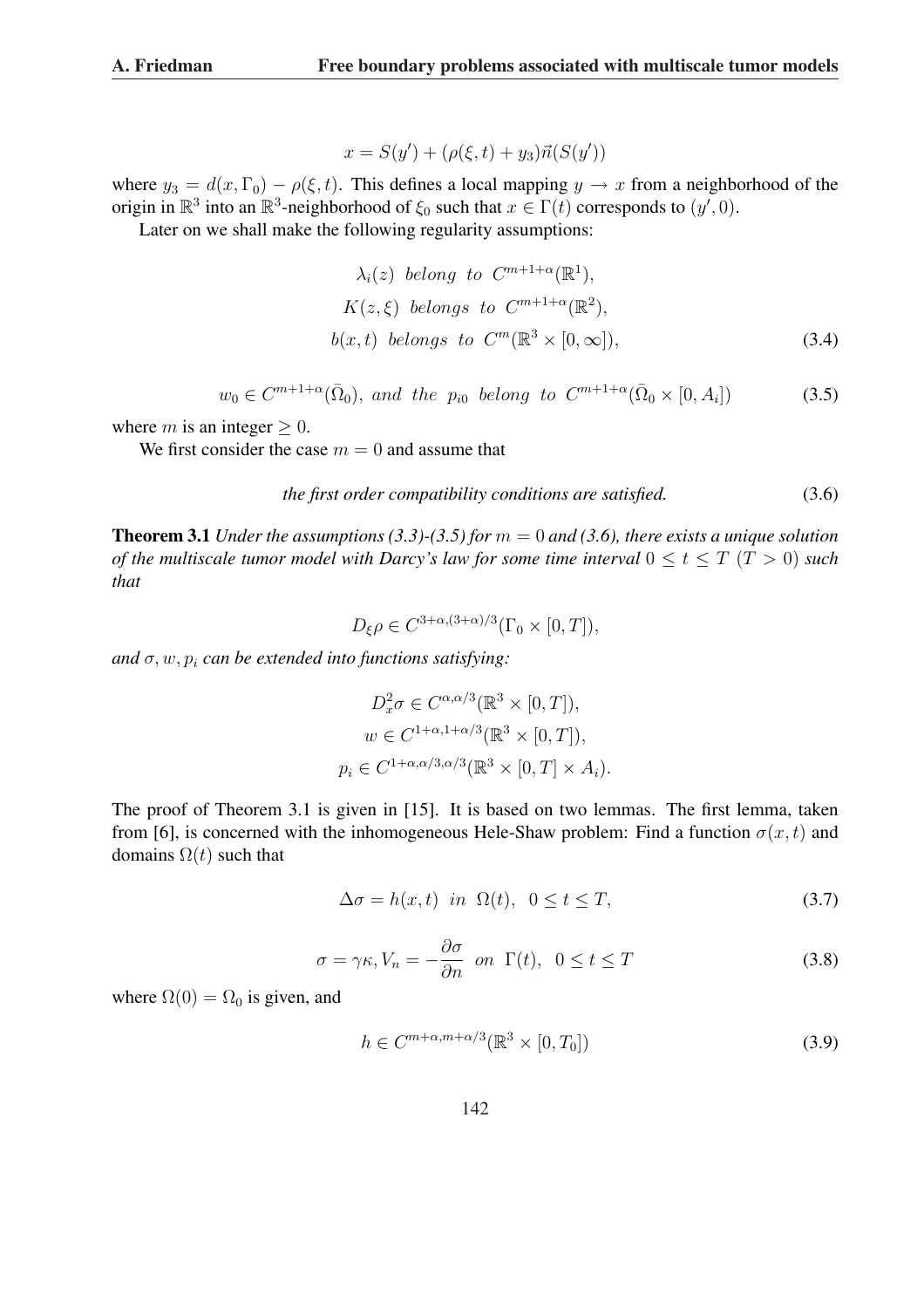$$x = S(y') + (\rho(\xi, t) + y_3)\vec{n}(S(y'))$$

where $y_3 = d(x, \Gamma_0) - \rho(\xi, t)$. This defines a local mapping $y \to x$ from a neighborhood of the origin in $\mathbb{R}^3$ into an $\mathbb{R}^3$-neighborhood of $\xi_0$ such that $x \in \Gamma(t)$ corresponds to $(y', 0)$.

Later on we shall make the following regularity assumptions:

$$\begin{aligned} &\lambda_i(z) \ \textit{belong to} \ C^{m+1+\alpha}(\mathbb{R}^1), \\ &K(z, \xi) \ \textit{belongs to} \ C^{m+1+\alpha}(\mathbb{R}^2), \\ &b(x, t) \ \textit{belongs to} \ C^m(\mathbb{R}^3 \times [0, \infty]), \end{aligned} \tag{3.4}$$

$$w_0 \in C^{m+1+\alpha}(\bar{\Omega}_0), \ \textit{and the} \ p_{i0} \ \textit{belong to} \ C^{m+1+\alpha}(\bar{\Omega}_0 \times [0, A_i]) \tag{3.5}$$

where $m$ is an integer $\geq 0$.

We first consider the case $m = 0$ and assume that

$$\textit{the first order compatibility conditions are satisfied.} \tag{3.6}$$

**Theorem 3.1** *Under the assumptions (3.3)-(3.5) for $m = 0$ and (3.6), there exists a unique solution of the multiscale tumor model with Darcy's law for some time interval $0 \leq t \leq T$ ($T > 0$) such that*

$$D_\xi \rho \in C^{3+\alpha, (3+\alpha)/3}(\Gamma_0 \times [0, T]),$$

*and $\sigma, w, p_i$ can be extended into functions satisfying:*

$$\begin{aligned} D_x^2 \sigma &\in C^{\alpha, \alpha/3}(\mathbb{R}^3 \times [0, T]), \\ w &\in C^{1+\alpha, 1+\alpha/3}(\mathbb{R}^3 \times [0, T]), \\ p_i &\in C^{1+\alpha, \alpha/3, \alpha/3}(\mathbb{R}^3 \times [0, T] \times A_i). \end{aligned}$$

The proof of Theorem 3.1 is given in [15]. It is based on two lemmas. The first lemma, taken from [6], is concerned with the inhomogeneous Hele-Shaw problem: Find a function $\sigma(x, t)$ and domains $\Omega(t)$ such that

$$\Delta \sigma = h(x, t) \ \ in \ \ \Omega(t), \ \ 0 \leq t \leq T, \tag{3.7}$$

$$\sigma = \gamma \kappa, V_n = -\frac{\partial \sigma}{\partial n} \ \ on \ \ \Gamma(t), \ \ 0 \leq t \leq T \tag{3.8}$$

where $\Omega(0) = \Omega_0$ is given, and

$$h \in C^{m+\alpha, m+\alpha/3}(\mathbb{R}^3 \times [0, T_0]) \tag{3.9}$$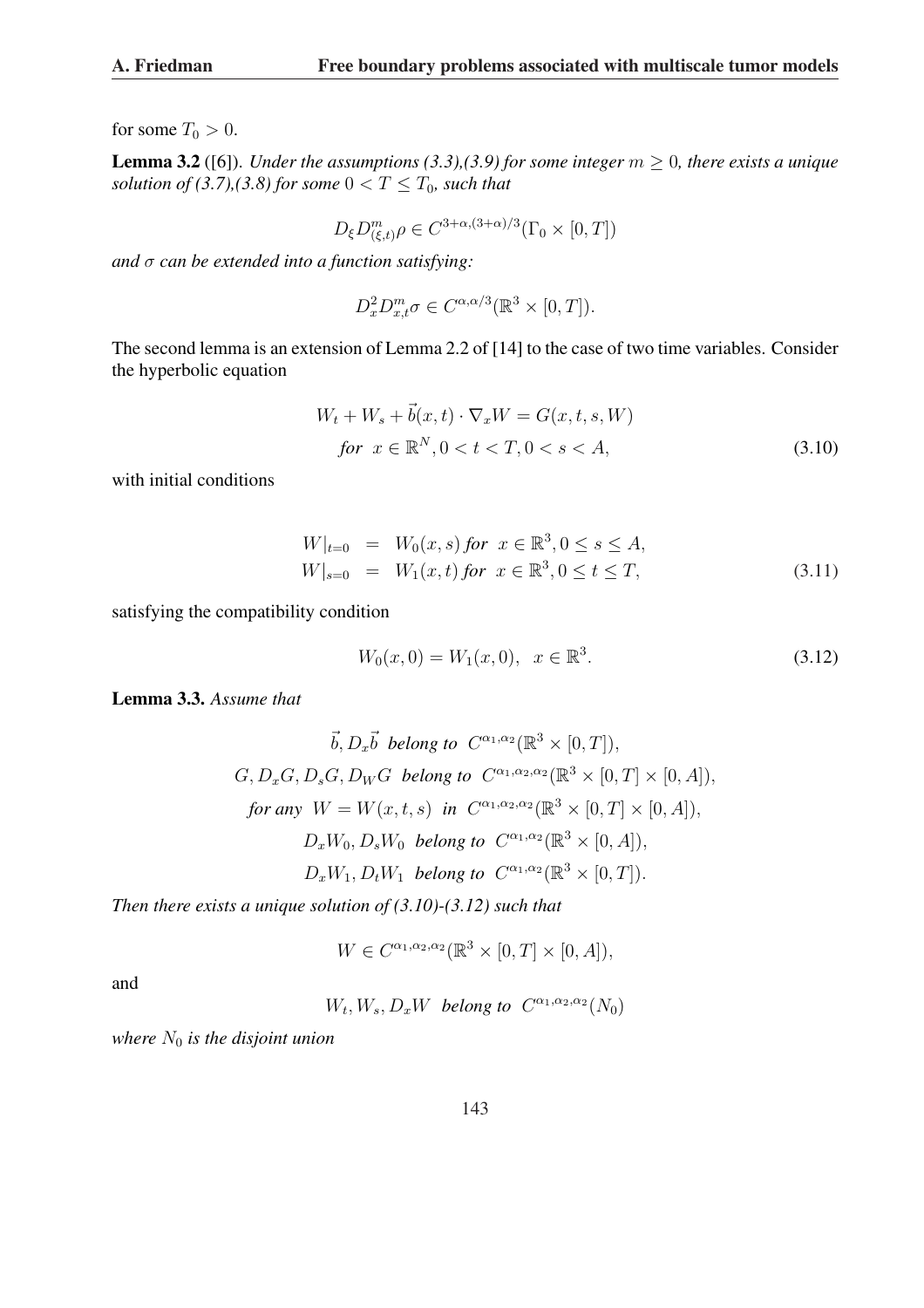for some $T_0 > 0$.

**Lemma 3.2** ([6]). *Under the assumptions (3.3),(3.9) for some integer $m \geq 0$, there exists a unique solution of (3.7),(3.8) for some $0 < T \leq T_0$, such that*

$$D_\xi D^m_{(\xi,t)} \rho \in C^{3+\alpha,(3+\alpha)/3}(\Gamma_0 \times [0,T])$$

*and $\sigma$ can be extended into a function satisfying:*

$$D^2_x D^m_{x,t} \sigma \in C^{\alpha,\alpha/3}(\mathbb{R}^3 \times [0,T]).$$

The second lemma is an extension of Lemma 2.2 of [14] to the case of two time variables. Consider the hyperbolic equation

$$W_t + W_s + \vec{b}(x,t) \cdot \nabla_x W = G(x,t,s,W)$$
$$\textit{for } \; x \in \mathbb{R}^N, 0 < t < T, 0 < s < A, \tag{3.10}$$

with initial conditions

$$\begin{aligned} W|_{t=0} &= W_0(x,s) \; \textit{for } \; x \in \mathbb{R}^3, 0 \leq s \leq A, \\ W|_{s=0} &= W_1(x,t) \; \textit{for } \; x \in \mathbb{R}^3, 0 \leq t \leq T, \end{aligned} \tag{3.11}$$

satisfying the compatibility condition

$$W_0(x,0) = W_1(x,0), \;\; x \in \mathbb{R}^3. \tag{3.12}$$

**Lemma 3.3.** *Assume that*

$$\vec{b}, D_x\vec{b} \;\textit{ belong to }\; C^{\alpha_1,\alpha_2}(\mathbb{R}^3 \times [0,T]),$$
$$G, D_xG, D_sG, D_WG \;\textit{ belong to }\; C^{\alpha_1,\alpha_2,\alpha_2}(\mathbb{R}^3 \times [0,T] \times [0,A]),$$
$$\textit{for any }\; W = W(x,t,s) \;\textit{ in }\; C^{\alpha_1,\alpha_2,\alpha_2}(\mathbb{R}^3 \times [0,T] \times [0,A]),$$
$$D_xW_0, D_sW_0 \;\textit{ belong to }\; C^{\alpha_1,\alpha_2}(\mathbb{R}^3 \times [0,A]),$$
$$D_xW_1, D_tW_1 \;\textit{ belong to }\; C^{\alpha_1,\alpha_2}(\mathbb{R}^3 \times [0,T]).$$

*Then there exists a unique solution of (3.10)-(3.12) such that*

$$W \in C^{\alpha_1,\alpha_2,\alpha_2}(\mathbb{R}^3 \times [0,T] \times [0,A]),$$

and

$$W_t, W_s, D_xW \;\textit{ belong to }\; C^{\alpha_1,\alpha_2,\alpha_2}(N_0)$$

*where $N_0$ is the disjoint union*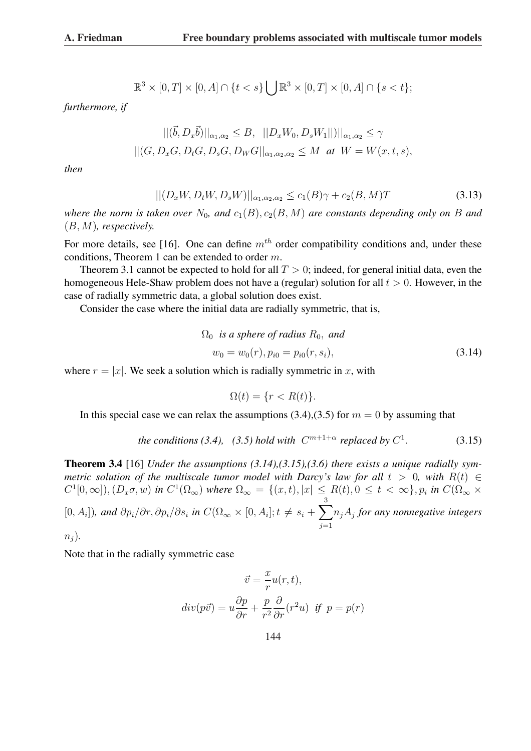$$\mathbb{R}^3 \times [0,T] \times [0,A] \cap \{t < s\} \bigcup \mathbb{R}^3 \times [0,T] \times [0,A] \cap \{s < t\};$$

*furthermore, if*

$$||(\vec{b}, D_x\vec{b})||_{\alpha_1,\alpha_2} \leq B, \quad ||D_xW_0, D_sW_1||)||_{\alpha_1,\alpha_2} \leq \gamma$$

$$||(G, D_xG, D_tG, D_sG, D_WG||_{\alpha_1,\alpha_2,\alpha_2} \leq M \text{ at } W = W(x,t,s),$$

*then*

$$||(D_xW, D_tW, D_sW)||_{\alpha_1,\alpha_2,\alpha_2} \leq c_1(B)\gamma + c_2(B,M)T \tag{3.13}$$

*where the norm is taken over $N_0$, and $c_1(B), c_2(B,M)$ are constants depending only on $B$ and $(B,M)$, respectively.*

For more details, see [16]. One can define $m^{th}$ order compatibility conditions and, under these conditions, Theorem 1 can be extended to order $m$.

Theorem 3.1 cannot be expected to hold for all $T > 0$; indeed, for general initial data, even the homogeneous Hele-Shaw problem does not have a (regular) solution for all $t > 0$. However, in the case of radially symmetric data, a global solution does exist.

Consider the case where the initial data are radially symmetric, that is,

$$\Omega_0 \text{ is a sphere of radius } R_0, \text{ and}$$
$$w_0 = w_0(r), p_{i0} = p_{i0}(r, s_i), \tag{3.14}$$

where $r = |x|$. We seek a solution which is radially symmetric in $x$, with

$$\Omega(t) = \{r < R(t)\}.$$

In this special case we can relax the assumptions (3.4),(3.5) for $m = 0$ by assuming that

$$\textit{the conditions (3.4), (3.5) hold with } C^{m+1+\alpha} \textit{ replaced by } C^1. \tag{3.15}$$

**Theorem 3.4** [16] *Under the assumptions (3.14),(3.15),(3.6) there exists a unique radially symmetric solution of the multiscale tumor model with Darcy's law for all $t > 0$, with $R(t) \in C^1[0,\infty])$, $(D_x\sigma, w)$ in $C^1(\Omega_\infty)$ where $\Omega_\infty = \{(x,t), |x| \leq R(t), 0 \leq t < \infty\}$, $p_i$ in $C(\Omega_\infty \times [0, A_i])$, and $\partial p_i/\partial r, \partial p_i/\partial s_i$ in $C(\Omega_\infty \times [0, A_i]; t \neq s_i + \sum_{j=1}^{3} n_j A_j$ for any nonnegative integers $n_j$).*

Note that in the radially symmetric case

$$\vec{v} = \frac{x}{r}u(r,t),$$
$$div(p\vec{v}) = u\frac{\partial p}{\partial r} + \frac{p}{r^2}\frac{\partial}{\partial r}(r^2 u) \text{ if } p = p(r)$$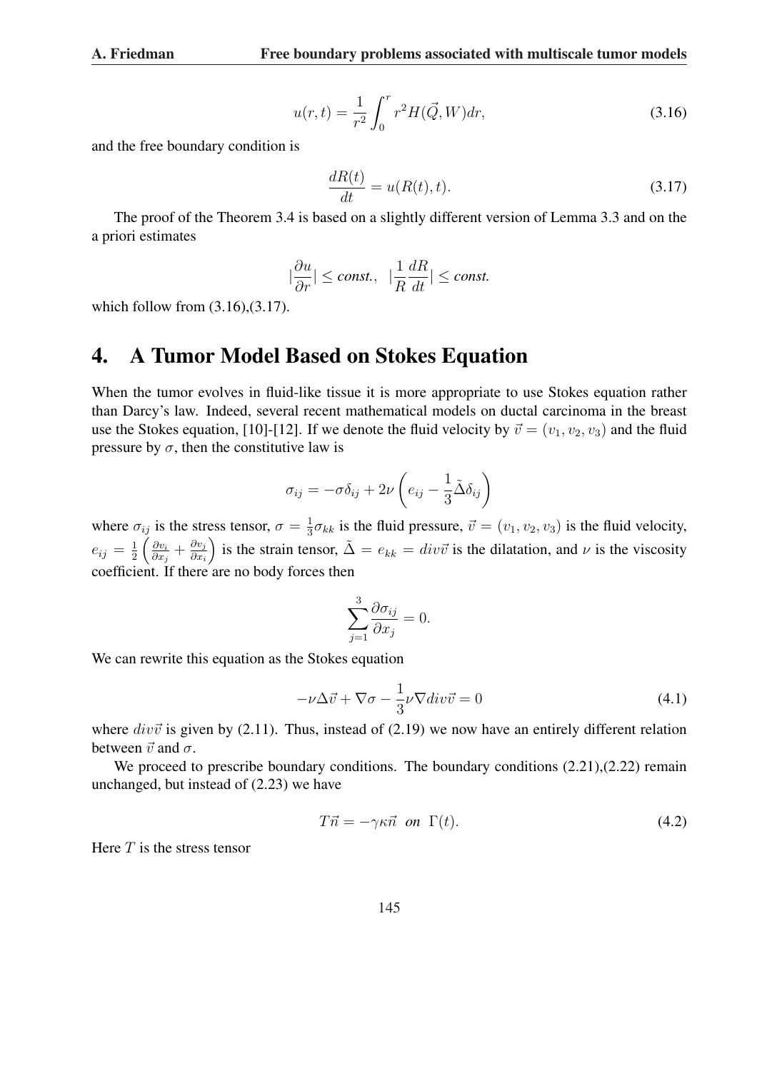$$u(r,t) = \frac{1}{r^2}\int_0^r r^2 H(\vec{Q}, W)dr, \tag{3.16}$$

and the free boundary condition is

$$\frac{dR(t)}{dt} = u(R(t), t). \tag{3.17}$$

The proof of the Theorem 3.4 is based on a slightly different version of Lemma 3.3 and on the a priori estimates

$$|\frac{\partial u}{\partial r}| \le \textit{const.}, \quad |\frac{1}{R}\frac{dR}{dt}| \le \textit{const.}$$

which follow from (3.16),(3.17).

# 4. A Tumor Model Based on Stokes Equation

When the tumor evolves in fluid-like tissue it is more appropriate to use Stokes equation rather than Darcy's law. Indeed, several recent mathematical models on ductal carcinoma in the breast use the Stokes equation, [10]-[12]. If we denote the fluid velocity by $\vec{v} = (v_1, v_2, v_3)$ and the fluid pressure by $\sigma$, then the constitutive law is

$$\sigma_{ij} = -\sigma\delta_{ij} + 2\nu\left(e_{ij} - \frac{1}{3}\tilde{\Delta}\delta_{ij}\right)$$

where $\sigma_{ij}$ is the stress tensor, $\sigma = \frac{1}{3}\sigma_{kk}$ is the fluid pressure, $\vec{v} = (v_1, v_2, v_3)$ is the fluid velocity, $e_{ij} = \frac{1}{2}\left(\frac{\partial v_i}{\partial x_j} + \frac{\partial v_j}{\partial x_i}\right)$ is the strain tensor, $\tilde{\Delta} = e_{kk} = div\vec{v}$ is the dilatation, and $\nu$ is the viscosity coefficient. If there are no body forces then

$$\sum_{j=1}^{3}\frac{\partial \sigma_{ij}}{\partial x_j} = 0.$$

We can rewrite this equation as the Stokes equation

$$-\nu\Delta\vec{v} + \nabla\sigma - \frac{1}{3}\nu\nabla div\vec{v} = 0 \tag{4.1}$$

where $div\vec{v}$ is given by (2.11). Thus, instead of (2.19) we now have an entirely different relation between $\vec{v}$ and $\sigma$.

We proceed to prescribe boundary conditions. The boundary conditions (2.21),(2.22) remain unchanged, but instead of (2.23) we have

$$T\vec{n} = -\gamma\kappa\vec{n} \quad \textit{on} \;\; \Gamma(t). \tag{4.2}$$

Here $T$ is the stress tensor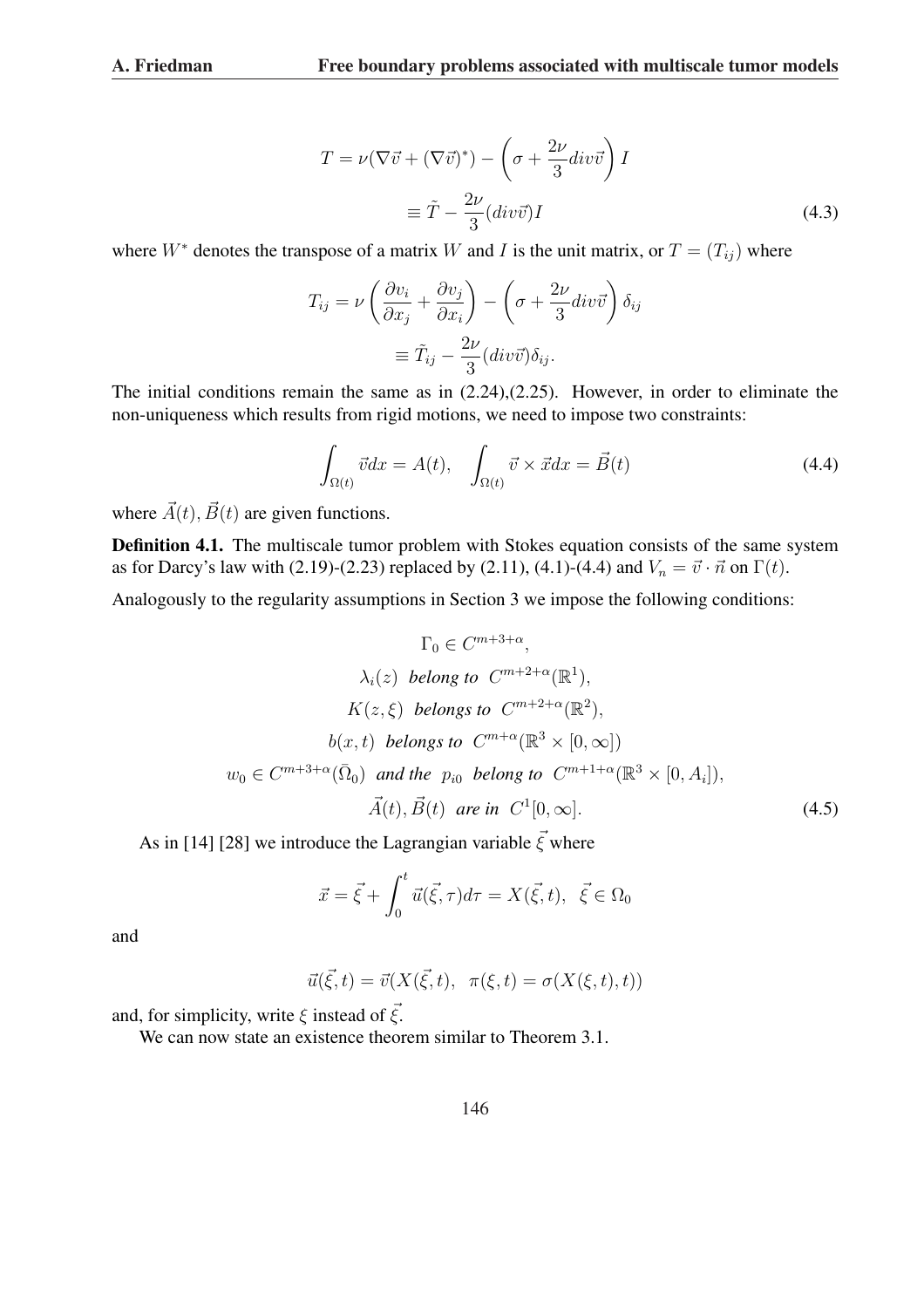$$
\begin{aligned}
T &= \nu(\nabla\vec{v} + (\nabla\vec{v})^*) - \left(\sigma + \frac{2\nu}{3} div\vec{v}\right) I \\
&\equiv \tilde{T} - \frac{2\nu}{3}(div\vec{v})I
\end{aligned}
\tag{4.3}
$$

where $W^*$ denotes the transpose of a matrix $W$ and $I$ is the unit matrix, or $T = (T_{ij})$ where

$$
\begin{aligned}
T_{ij} &= \nu\left(\frac{\partial v_i}{\partial x_j} + \frac{\partial v_j}{\partial x_i}\right) - \left(\sigma + \frac{2\nu}{3} div\vec{v}\right)\delta_{ij} \\
&\equiv \tilde{T}_{ij} - \frac{2\nu}{3}(div\vec{v})\delta_{ij}.
\end{aligned}
$$

The initial conditions remain the same as in (2.24),(2.25). However, in order to eliminate the non-uniqueness which results from rigid motions, we need to impose two constraints:

$$
\int_{\Omega(t)} \vec{v}dx = A(t), \quad \int_{\Omega(t)} \vec{v} \times \vec{x}dx = \vec{B}(t) \tag{4.4}
$$

where $\vec{A}(t), \vec{B}(t)$ are given functions.

**Definition 4.1.** The multiscale tumor problem with Stokes equation consists of the same system as for Darcy's law with (2.19)-(2.23) replaced by (2.11), (4.1)-(4.4) and $V_n = \vec{v}\cdot\vec{n}$ on $\Gamma(t)$.

Analogously to the regularity assumptions in Section 3 we impose the following conditions:

$$
\begin{gathered}
\Gamma_0 \in C^{m+3+\alpha}, \\
\lambda_i(z) \text{ belong to } C^{m+2+\alpha}(\mathbb{R}^1), \\
K(z,\xi) \text{ belongs to } C^{m+2+\alpha}(\mathbb{R}^2), \\
b(x,t) \text{ belongs to } C^{m+\alpha}(\mathbb{R}^3 \times [0,\infty]) \\
w_0 \in C^{m+3+\alpha}(\bar{\Omega}_0) \text{ and the } p_{i0} \text{ belong to } C^{m+1+\alpha}(\mathbb{R}^3 \times [0,A_i]), \\
\vec{A}(t), \vec{B}(t) \text{ are in } C^1[0,\infty].
\end{gathered}
\tag{4.5}
$$

As in [14] [28] we introduce the Lagrangian variable $\vec{\xi}$ where

$$
\vec{x} = \vec{\xi} + \int_0^t \vec{u}(\vec{\xi},\tau)d\tau = X(\vec{\xi},t), \quad \vec{\xi} \in \Omega_0
$$

and

$$
\vec{u}(\vec{\xi},t) = \vec{v}(X(\vec{\xi},t), \quad \pi(\xi,t) = \sigma(X(\xi,t),t))
$$

and, for simplicity, write $\xi$ instead of $\vec{\xi}$.

We can now state an existence theorem similar to Theorem 3.1.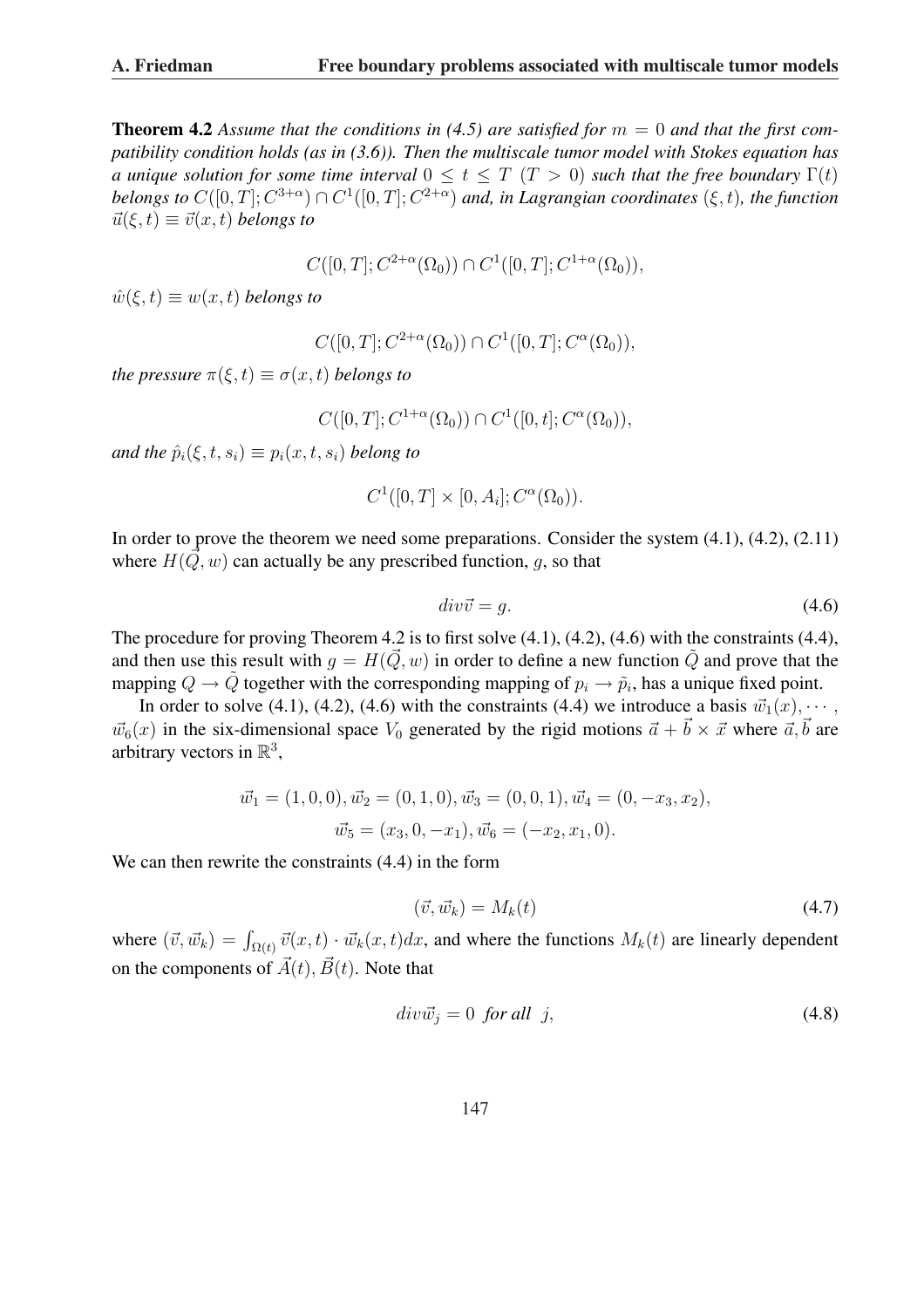**Theorem 4.2** *Assume that the conditions in (4.5) are satisfied for $m = 0$ and that the first compatibility condition holds (as in (3.6)). Then the multiscale tumor model with Stokes equation has a unique solution for some time interval $0 \leq t \leq T$ $(T > 0)$ such that the free boundary $\Gamma(t)$ belongs to $C([0,T]; C^{3+\alpha}) \cap C^1([0,T]; C^{2+\alpha})$ and, in Lagrangian coordinates $(\xi, t)$, the function $\vec{u}(\xi, t) \equiv \vec{v}(x,t)$ belongs to*

$$C([0,T]; C^{2+\alpha}(\Omega_0)) \cap C^1([0,T]; C^{1+\alpha}(\Omega_0)),$$

*$\hat{w}(\xi, t) \equiv w(x,t)$ belongs to*

$$C([0,T]; C^{2+\alpha}(\Omega_0)) \cap C^1([0,T]; C^{\alpha}(\Omega_0)),$$

*the pressure $\pi(\xi, t) \equiv \sigma(x,t)$ belongs to*

$$C([0,T]; C^{1+\alpha}(\Omega_0)) \cap C^1([0,t]; C^{\alpha}(\Omega_0)),$$

*and the $\hat{p}_i(\xi, t, s_i) \equiv p_i(x, t, s_i)$ belong to*

$$C^1([0,T] \times [0, A_i]; C^{\alpha}(\Omega_0)).$$

In order to prove the theorem we need some preparations. Consider the system (4.1), (4.2), (2.11) where $H(\vec{Q}, w)$ can actually be any prescribed function, $g$, so that

$$div\vec{v} = g. \tag{4.6}$$

The procedure for proving Theorem 4.2 is to first solve (4.1), (4.2), (4.6) with the constraints (4.4), and then use this result with $g = H(\vec{Q}, w)$ in order to define a new function $\tilde{Q}$ and prove that the mapping $Q \to \tilde{Q}$ together with the corresponding mapping of $p_i \to \tilde{p}_i$, has a unique fixed point.

In order to solve (4.1), (4.2), (4.6) with the constraints (4.4) we introduce a basis $\vec{w}_1(x), \cdots,$ $\vec{w}_6(x)$ in the six-dimensional space $V_0$ generated by the rigid motions $\vec{a} + \vec{b} \times \vec{x}$ where $\vec{a}, \vec{b}$ are arbitrary vectors in $\mathbb{R}^3$,

$$\vec{w}_1 = (1,0,0), \vec{w}_2 = (0,1,0), \vec{w}_3 = (0,0,1), \vec{w}_4 = (0, -x_3, x_2),$$
$$\vec{w}_5 = (x_3, 0, -x_1), \vec{w}_6 = (-x_2, x_1, 0).$$

We can then rewrite the constraints (4.4) in the form

$$(\vec{v}, \vec{w}_k) = M_k(t) \tag{4.7}$$

where $(\vec{v}, \vec{w}_k) = \int_{\Omega(t)} \vec{v}(x,t) \cdot \vec{w}_k(x,t) dx$, and where the functions $M_k(t)$ are linearly dependent on the components of $\vec{A}(t), \vec{B}(t)$. Note that

$$div\vec{w}_j = 0 \ \text{ for all } \ j, \tag{4.8}$$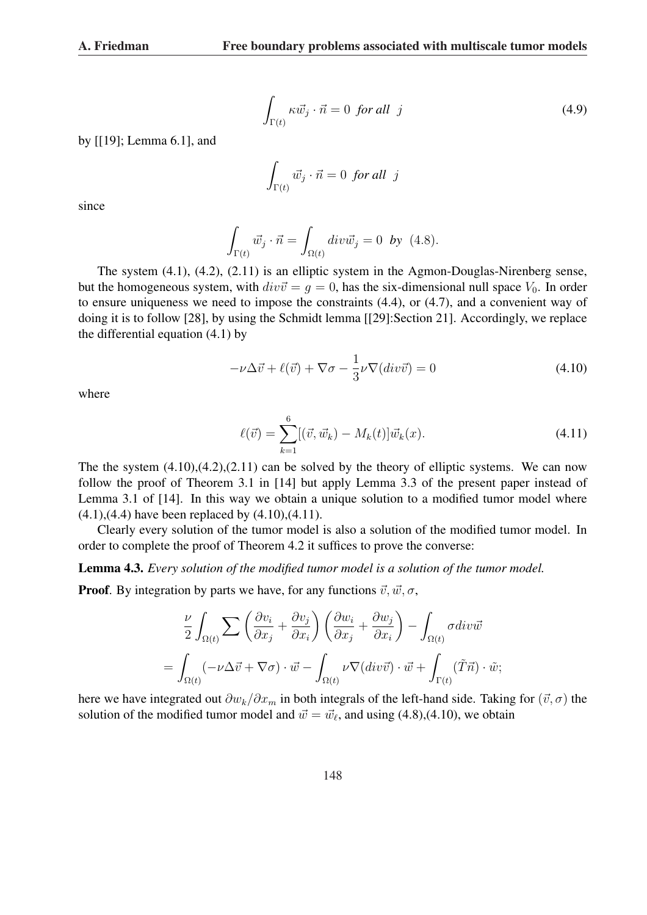$$\int_{\Gamma(t)} \kappa \vec{w}_j \cdot \vec{n} = 0 \text{ for all } j \tag{4.9}$$

by [[19]; Lemma 6.1], and

$$\int_{\Gamma(t)} \vec{w}_j \cdot \vec{n} = 0 \text{ for all } j$$

since

$$\int_{\Gamma(t)} \vec{w}_j \cdot \vec{n} = \int_{\Omega(t)} div \vec{w}_j = 0 \text{ by } (4.8).$$

The system (4.1), (4.2), (2.11) is an elliptic system in the Agmon-Douglas-Nirenberg sense, but the homogeneous system, with $div\vec{v} = g = 0$, has the six-dimensional null space $V_0$. In order to ensure uniqueness we need to impose the constraints (4.4), or (4.7), and a convenient way of doing it is to follow [28], by using the Schmidt lemma [[29]:Section 21]. Accordingly, we replace the differential equation (4.1) by

$$-\nu\Delta\vec{v} + \ell(\vec{v}) + \nabla\sigma - \frac{1}{3}\nu\nabla(div\vec{v}) = 0 \tag{4.10}$$

where

$$\ell(\vec{v}) = \sum_{k=1}^{6}[(\vec{v}, \vec{w}_k) - M_k(t)]\vec{w}_k(x). \tag{4.11}$$

The the system (4.10),(4.2),(2.11) can be solved by the theory of elliptic systems. We can now follow the proof of Theorem 3.1 in [14] but apply Lemma 3.3 of the present paper instead of Lemma 3.1 of [14]. In this way we obtain a unique solution to a modified tumor model where (4.1),(4.4) have been replaced by (4.10),(4.11).

Clearly every solution of the tumor model is also a solution of the modified tumor model. In order to complete the proof of Theorem 4.2 it suffices to prove the converse:

**Lemma 4.3.** *Every solution of the modified tumor model is a solution of the tumor model.*

**Proof**. By integration by parts we have, for any functions $\vec{v}, \vec{w}, \sigma$,

$$\frac{\nu}{2}\int_{\Omega(t)} \sum \left(\frac{\partial v_i}{\partial x_j} + \frac{\partial v_j}{\partial x_i}\right)\left(\frac{\partial w_i}{\partial x_j} + \frac{\partial w_j}{\partial x_i}\right) - \int_{\Omega(t)} \sigma div\vec{w}$$
$$= \int_{\Omega(t)} (-\nu\Delta\vec{v} + \nabla\sigma)\cdot\vec{w} - \int_{\Omega(t)} \nu\nabla(div\vec{v})\cdot\vec{w} + \int_{\Gamma(t)} (\tilde{T}\vec{n})\cdot\tilde{w};$$

here we have integrated out $\partial w_k/\partial x_m$ in both integrals of the left-hand side. Taking for $(\vec{v}, \sigma)$ the solution of the modified tumor model and $\vec{w} = \vec{w}_\ell$, and using (4.8),(4.10), we obtain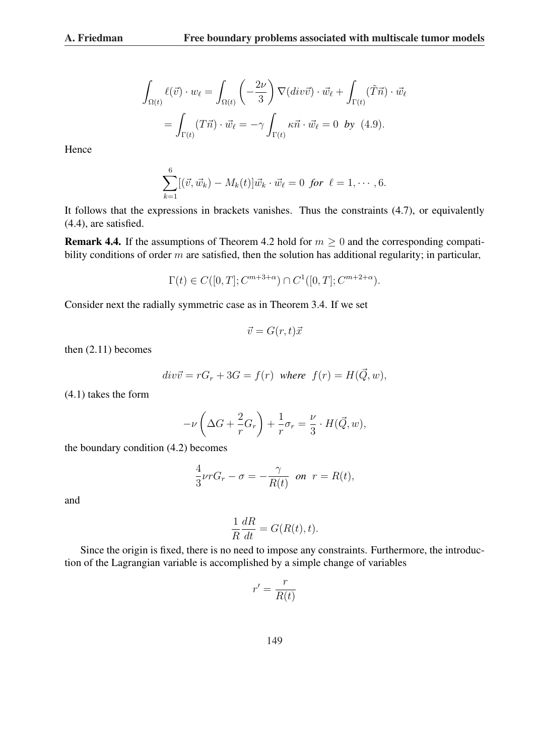$$\int_{\Omega(t)} \ell(\vec{v}) \cdot w_\ell = \int_{\Omega(t)} \left(-\frac{2\nu}{3}\right) \nabla(div\vec{v}) \cdot \vec{w}_\ell + \int_{\Gamma(t)} (\tilde{T}\vec{n}) \cdot \vec{w}_\ell$$
$$= \int_{\Gamma(t)} (T\vec{n}) \cdot \vec{w}_\ell = -\gamma \int_{\Gamma(t)} \kappa\vec{n} \cdot \vec{w}_\ell = 0 \text{ by } (4.9).$$

Hence

$$\sum_{k=1}^{6} [(\vec{v}, \vec{w}_k) - M_k(t)]\vec{w}_k \cdot \vec{w}_\ell = 0 \text{ for } \ell = 1, \cdots, 6.$$

It follows that the expressions in brackets vanishes. Thus the constraints (4.7), or equivalently (4.4), are satisfied.

**Remark 4.4.** If the assumptions of Theorem 4.2 hold for $m \geq 0$ and the corresponding compatibility conditions of order $m$ are satisfied, then the solution has additional regularity; in particular,

$$\Gamma(t) \in C([0, T]; C^{m+3+\alpha}) \cap C^1([0, T]; C^{m+2+\alpha}).$$

Consider next the radially symmetric case as in Theorem 3.4. If we set

$$\vec{v} = G(r, t)\vec{x}$$

then (2.11) becomes

$$div\vec{v} = rG_r + 3G = f(r) \text{ where } f(r) = H(\vec{Q}, w),$$

(4.1) takes the form

$$-\nu\left(\Delta G + \frac{2}{r}G_r\right) + \frac{1}{r}\sigma_r = \frac{\nu}{3} \cdot H(\vec{Q}, w),$$

the boundary condition (4.2) becomes

$$\frac{4}{3}\nu r G_r - \sigma = -\frac{\gamma}{R(t)} \text{ on } r = R(t),$$

and

$$\frac{1}{R}\frac{dR}{dt} = G(R(t), t).$$

Since the origin is fixed, there is no need to impose any constraints. Furthermore, the introduction of the Lagrangian variable is accomplished by a simple change of variables

$$r' = \frac{r}{R(t)}$$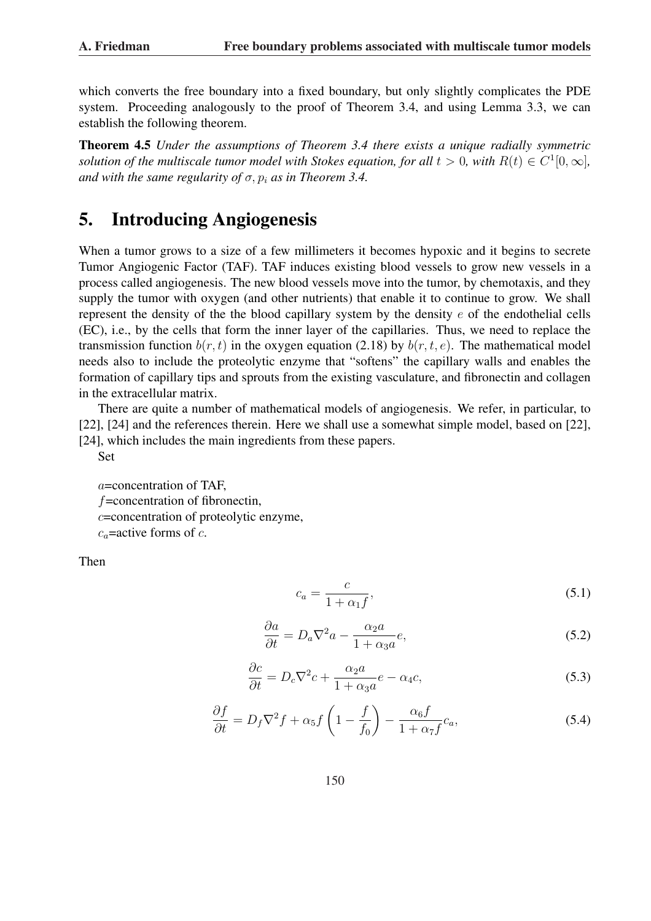which converts the free boundary into a fixed boundary, but only slightly complicates the PDE system. Proceeding analogously to the proof of Theorem 3.4, and using Lemma 3.3, we can establish the following theorem.

**Theorem 4.5** *Under the assumptions of Theorem 3.4 there exists a unique radially symmetric solution of the multiscale tumor model with Stokes equation, for all $t > 0$, with $R(t) \in C^1[0, \infty]$, and with the same regularity of $\sigma, p_i$ as in Theorem 3.4.*

# 5. Introducing Angiogenesis

When a tumor grows to a size of a few millimeters it becomes hypoxic and it begins to secrete Tumor Angiogenic Factor (TAF). TAF induces existing blood vessels to grow new vessels in a process called angiogenesis. The new blood vessels move into the tumor, by chemotaxis, and they supply the tumor with oxygen (and other nutrients) that enable it to continue to grow. We shall represent the density of the the blood capillary system by the density $e$ of the endothelial cells (EC), i.e., by the cells that form the inner layer of the capillaries. Thus, we need to replace the transmission function $b(r, t)$ in the oxygen equation (2.18) by $b(r, t, e)$. The mathematical model needs also to include the proteolytic enzyme that "softens" the capillary walls and enables the formation of capillary tips and sprouts from the existing vasculature, and fibronectin and collagen in the extracellular matrix.

There are quite a number of mathematical models of angiogenesis. We refer, in particular, to [22], [24] and the references therein. Here we shall use a somewhat simple model, based on [22], [24], which includes the main ingredients from these papers.

Set

$a$=concentration of TAF,
$f$=concentration of fibronectin,
$c$=concentration of proteolytic enzyme,
$c_a$=active forms of $c$.

Then

$$c_a = \frac{c}{1 + \alpha_1 f}, \tag{5.1}$$

$$\frac{\partial a}{\partial t} = D_a \nabla^2 a - \frac{\alpha_2 a}{1 + \alpha_3 a} e, \tag{5.2}$$

$$\frac{\partial c}{\partial t} = D_c \nabla^2 c + \frac{\alpha_2 a}{1 + \alpha_3 a} e - \alpha_4 c, \tag{5.3}$$

$$\frac{\partial f}{\partial t} = D_f \nabla^2 f + \alpha_5 f \left(1 - \frac{f}{f_0}\right) - \frac{\alpha_6 f}{1 + \alpha_7 f} c_a, \tag{5.4}$$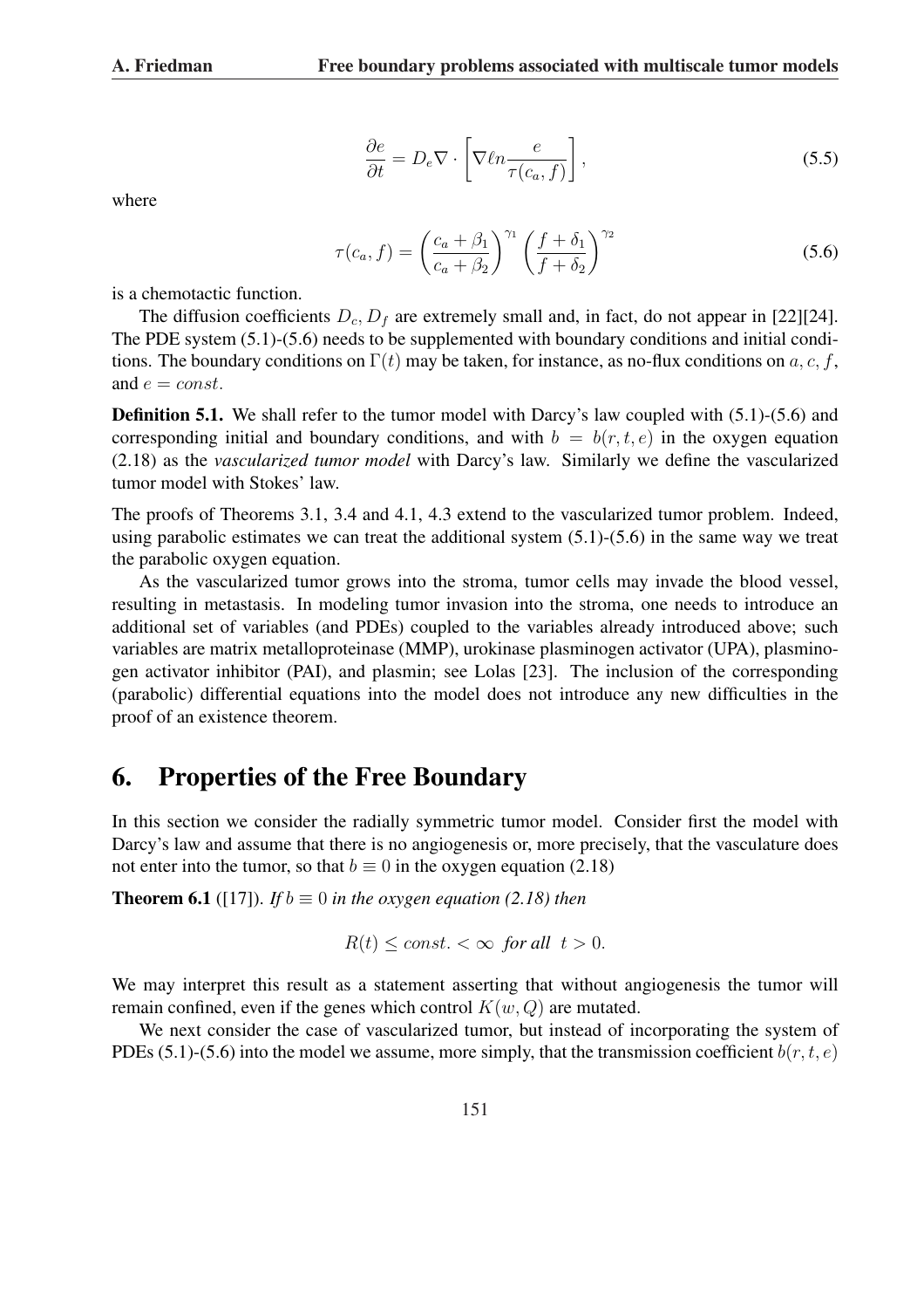$$\frac{\partial e}{\partial t} = D_e \nabla \cdot \left[ \nabla \ell n \frac{e}{\tau(c_a, f)} \right], \tag{5.5}$$

where

$$\tau(c_a, f) = \left( \frac{c_a + \beta_1}{c_a + \beta_2} \right)^{\gamma_1} \left( \frac{f + \delta_1}{f + \delta_2} \right)^{\gamma_2} \tag{5.6}$$

is a chemotactic function.

The diffusion coefficients $D_c, D_f$ are extremely small and, in fact, do not appear in [22][24]. The PDE system (5.1)-(5.6) needs to be supplemented with boundary conditions and initial conditions. The boundary conditions on $\Gamma(t)$ may be taken, for instance, as no-flux conditions on $a, c, f$, and $e = const.$

**Definition 5.1.** We shall refer to the tumor model with Darcy's law coupled with (5.1)-(5.6) and corresponding initial and boundary conditions, and with $b = b(r, t, e)$ in the oxygen equation (2.18) as the *vascularized tumor model* with Darcy's law. Similarly we define the vascularized tumor model with Stokes' law.

The proofs of Theorems 3.1, 3.4 and 4.1, 4.3 extend to the vascularized tumor problem. Indeed, using parabolic estimates we can treat the additional system (5.1)-(5.6) in the same way we treat the parabolic oxygen equation.

As the vascularized tumor grows into the stroma, tumor cells may invade the blood vessel, resulting in metastasis. In modeling tumor invasion into the stroma, one needs to introduce an additional set of variables (and PDEs) coupled to the variables already introduced above; such variables are matrix metalloproteinase (MMP), urokinase plasminogen activator (UPA), plasminogen activator inhibitor (PAI), and plasmin; see Lolas [23]. The inclusion of the corresponding (parabolic) differential equations into the model does not introduce any new difficulties in the proof of an existence theorem.

## 6. Properties of the Free Boundary

In this section we consider the radially symmetric tumor model. Consider first the model with Darcy's law and assume that there is no angiogenesis or, more precisely, that the vasculature does not enter into the tumor, so that $b \equiv 0$ in the oxygen equation (2.18)

**Theorem 6.1** ([17]). *If $b \equiv 0$ in the oxygen equation (2.18) then*

$$R(t) \leq const. < \infty \text{ for all } t > 0.$$

We may interpret this result as a statement asserting that without angiogenesis the tumor will remain confined, even if the genes which control $K(w, Q)$ are mutated.

We next consider the case of vascularized tumor, but instead of incorporating the system of PDEs (5.1)-(5.6) into the model we assume, more simply, that the transmission coefficient $b(r, t, e)$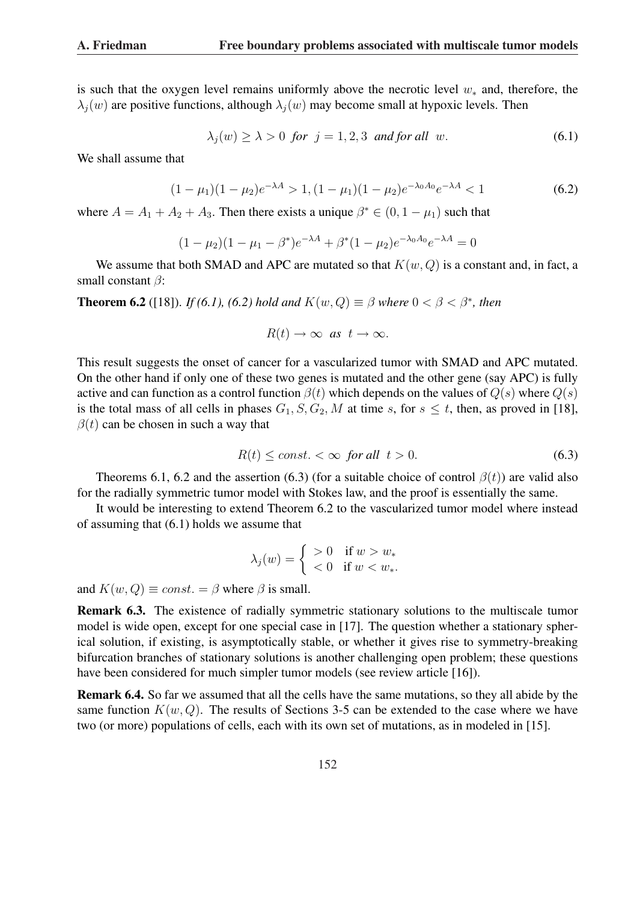is such that the oxygen level remains uniformly above the necrotic level $w_*$ and, therefore, the $\lambda_j(w)$ are positive functions, although $\lambda_j(w)$ may become small at hypoxic levels. Then

$$\lambda_j(w) \geq \lambda > 0 \ \textit{for} \ \ j = 1, 2, 3 \ \ \textit{and for all} \ \ w. \tag{6.1}$$

We shall assume that

$$(1 - \mu_1)(1 - \mu_2)e^{-\lambda A} > 1, (1 - \mu_1)(1 - \mu_2)e^{-\lambda_0 A_0}e^{-\lambda A} < 1 \tag{6.2}$$

where $A = A_1 + A_2 + A_3$. Then there exists a unique $\beta^* \in (0, 1 - \mu_1)$ such that

$$(1 - \mu_2)(1 - \mu_1 - \beta^*)e^{-\lambda A} + \beta^*(1 - \mu_2)e^{-\lambda_0 A_0}e^{-\lambda A} = 0$$

We assume that both SMAD and APC are mutated so that $K(w, Q)$ is a constant and, in fact, a small constant $\beta$:

**Theorem 6.2** ([18]). *If (6.1), (6.2) hold and $K(w, Q) \equiv \beta$ where $0 < \beta < \beta^*$, then*

$$R(t) \to \infty \ \ as \ \ t \to \infty.$$

This result suggests the onset of cancer for a vascularized tumor with SMAD and APC mutated. On the other hand if only one of these two genes is mutated and the other gene (say APC) is fully active and can function as a control function $\beta(t)$ which depends on the values of $Q(s)$ where $Q(s)$ is the total mass of all cells in phases $G_1, S, G_2, M$ at time $s$, for $s \leq t$, then, as proved in [18], $\beta(t)$ can be chosen in such a way that

$$R(t) \leq const. < \infty \ \ \textit{for all} \ \ t > 0. \tag{6.3}$$

Theorems 6.1, 6.2 and the assertion (6.3) (for a suitable choice of control $\beta(t)$) are valid also for the radially symmetric tumor model with Stokes law, and the proof is essentially the same.

It would be interesting to extend Theorem 6.2 to the vascularized tumor model where instead of assuming that (6.1) holds we assume that

$$\lambda_j(w) = \begin{cases} > 0 & \text{if } w > w_* \\ < 0 & \text{if } w < w_*. \end{cases}$$

and $K(w, Q) \equiv const. = \beta$ where $\beta$ is small.

**Remark 6.3.** The existence of radially symmetric stationary solutions to the multiscale tumor model is wide open, except for one special case in [17]. The question whether a stationary spherical solution, if existing, is asymptotically stable, or whether it gives rise to symmetry-breaking bifurcation branches of stationary solutions is another challenging open problem; these questions have been considered for much simpler tumor models (see review article [16]).

**Remark 6.4.** So far we assumed that all the cells have the same mutations, so they all abide by the same function $K(w, Q)$. The results of Sections 3-5 can be extended to the case where we have two (or more) populations of cells, each with its own set of mutations, as in modeled in [15].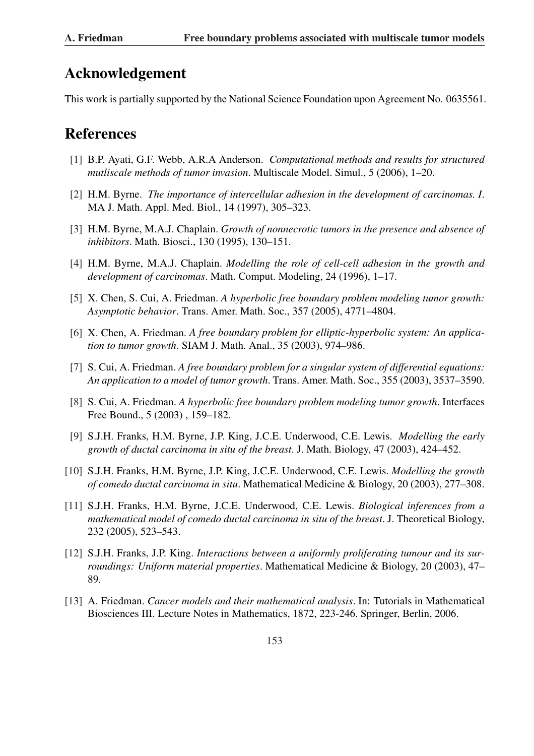## Acknowledgement

This work is partially supported by the National Science Foundation upon Agreement No. 0635561.

## References

[1] B.P. Ayati, G.F. Webb, A.R.A Anderson. *Computational methods and results for structured mutliscale methods of tumor invasion*. Multiscale Model. Simul., 5 (2006), 1–20.

[2] H.M. Byrne. *The importance of intercellular adhesion in the development of carcinomas. I*. MA J. Math. Appl. Med. Biol., 14 (1997), 305–323.

[3] H.M. Byrne, M.A.J. Chaplain. *Growth of nonnecrotic tumors in the presence and absence of inhibitors*. Math. Biosci., 130 (1995), 130–151.

[4] H.M. Byrne, M.A.J. Chaplain. *Modelling the role of cell-cell adhesion in the growth and development of carcinomas*. Math. Comput. Modeling, 24 (1996), 1–17.

[5] X. Chen, S. Cui, A. Friedman. *A hyperbolic free boundary problem modeling tumor growth: Asymptotic behavior*. Trans. Amer. Math. Soc., 357 (2005), 4771–4804.

[6] X. Chen, A. Friedman. *A free boundary problem for elliptic-hyperbolic system: An application to tumor growth*. SIAM J. Math. Anal., 35 (2003), 974–986.

[7] S. Cui, A. Friedman. *A free boundary problem for a singular system of differential equations: An application to a model of tumor growth*. Trans. Amer. Math. Soc., 355 (2003), 3537–3590.

[8] S. Cui, A. Friedman. *A hyperbolic free boundary problem modeling tumor growth*. Interfaces Free Bound., 5 (2003) , 159–182.

[9] S.J.H. Franks, H.M. Byrne, J.P. King, J.C.E. Underwood, C.E. Lewis. *Modelling the early growth of ductal carcinoma in situ of the breast*. J. Math. Biology, 47 (2003), 424–452.

[10] S.J.H. Franks, H.M. Byrne, J.P. King, J.C.E. Underwood, C.E. Lewis. *Modelling the growth of comedo ductal carcinoma in situ*. Mathematical Medicine & Biology, 20 (2003), 277–308.

[11] S.J.H. Franks, H.M. Byrne, J.C.E. Underwood, C.E. Lewis. *Biological inferences from a mathematical model of comedo ductal carcinoma in situ of the breast*. J. Theoretical Biology, 232 (2005), 523–543.

[12] S.J.H. Franks, J.P. King. *Interactions between a uniformly proliferating tumour and its surroundings: Uniform material properties*. Mathematical Medicine & Biology, 20 (2003), 47–89.

[13] A. Friedman. *Cancer models and their mathematical analysis*. In: Tutorials in Mathematical Biosciences III. Lecture Notes in Mathematics, 1872, 223-246. Springer, Berlin, 2006.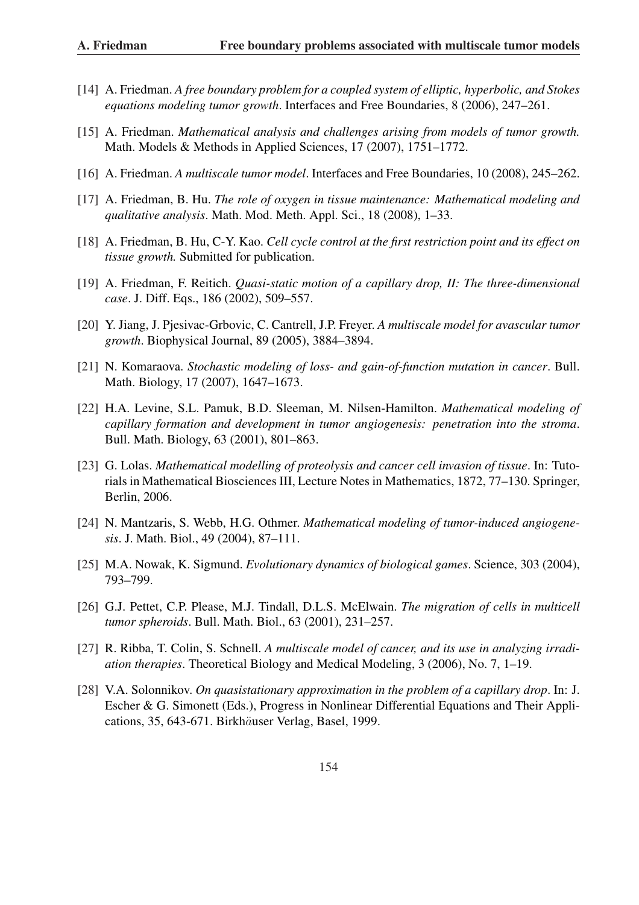[14] A. Friedman. *A free boundary problem for a coupled system of elliptic, hyperbolic, and Stokes equations modeling tumor growth*. Interfaces and Free Boundaries, 8 (2006), 247–261.

[15] A. Friedman. *Mathematical analysis and challenges arising from models of tumor growth.* Math. Models & Methods in Applied Sciences, 17 (2007), 1751–1772.

[16] A. Friedman. *A multiscale tumor model*. Interfaces and Free Boundaries, 10 (2008), 245–262.

[17] A. Friedman, B. Hu. *The role of oxygen in tissue maintenance: Mathematical modeling and qualitative analysis*. Math. Mod. Meth. Appl. Sci., 18 (2008), 1–33.

[18] A. Friedman, B. Hu, C-Y. Kao. *Cell cycle control at the first restriction point and its effect on tissue growth.* Submitted for publication.

[19] A. Friedman, F. Reitich. *Quasi-static motion of a capillary drop, II: The three-dimensional case*. J. Diff. Eqs., 186 (2002), 509–557.

[20] Y. Jiang, J. Pjesivac-Grbovic, C. Cantrell, J.P. Freyer. *A multiscale model for avascular tumor growth*. Biophysical Journal, 89 (2005), 3884–3894.

[21] N. Komaraova. *Stochastic modeling of loss- and gain-of-function mutation in cancer*. Bull. Math. Biology, 17 (2007), 1647–1673.

[22] H.A. Levine, S.L. Pamuk, B.D. Sleeman, M. Nilsen-Hamilton. *Mathematical modeling of capillary formation and development in tumor angiogenesis: penetration into the stroma*. Bull. Math. Biology, 63 (2001), 801–863.

[23] G. Lolas. *Mathematical modelling of proteolysis and cancer cell invasion of tissue*. In: Tutorials in Mathematical Biosciences III, Lecture Notes in Mathematics, 1872, 77–130. Springer, Berlin, 2006.

[24] N. Mantzaris, S. Webb, H.G. Othmer. *Mathematical modeling of tumor-induced angiogenesis*. J. Math. Biol., 49 (2004), 87–111.

[25] M.A. Nowak, K. Sigmund. *Evolutionary dynamics of biological games*. Science, 303 (2004), 793–799.

[26] G.J. Pettet, C.P. Please, M.J. Tindall, D.L.S. McElwain. *The migration of cells in multicell tumor spheroids*. Bull. Math. Biol., 63 (2001), 231–257.

[27] R. Ribba, T. Colin, S. Schnell. *A multiscale model of cancer, and its use in analyzing irradiation therapies*. Theoretical Biology and Medical Modeling, 3 (2006), No. 7, 1–19.

[28] V.A. Solonnikov. *On quasistationary approximation in the problem of a capillary drop*. In: J. Escher & G. Simonett (Eds.), Progress in Nonlinear Differential Equations and Their Applications, 35, 643-671. Birkhäuser Verlag, Basel, 1999.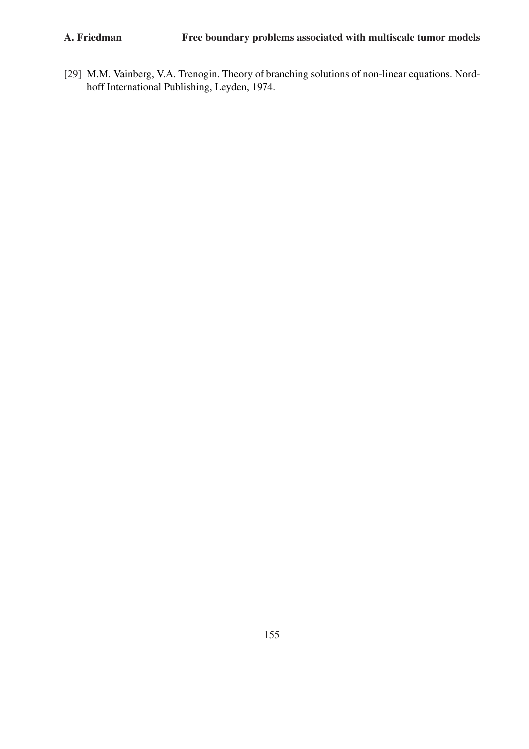[29] M.M. Vainberg, V.A. Trenogin. Theory of branching solutions of non-linear equations. Nordhoff International Publishing, Leyden, 1974.